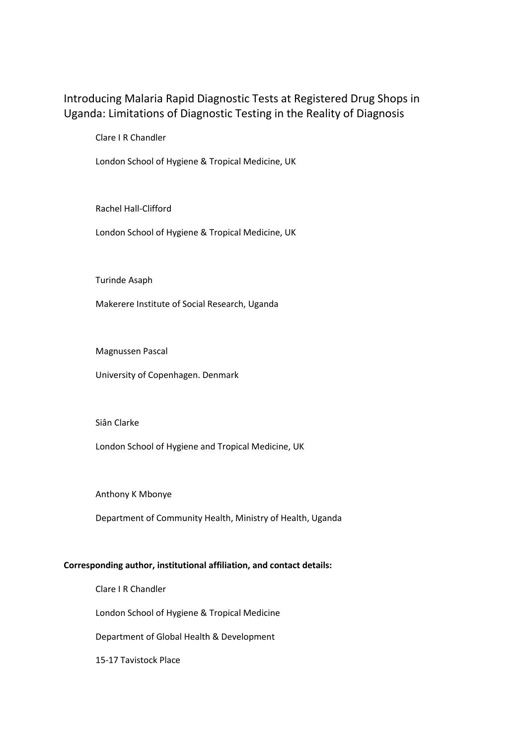# Introducing Malaria Rapid Diagnostic Tests at Registered Drug Shops in Uganda: Limitations of Diagnostic Testing in the Reality of Diagnosis

Clare I R Chandler

London School of Hygiene & Tropical Medicine, UK

Rachel Hall-Clifford

London School of Hygiene & Tropical Medicine, UK

Turinde Asaph

Makerere Institute of Social Research, Uganda

Magnussen Pascal

University of Copenhagen. Denmark

Siân Clarke

London School of Hygiene and Tropical Medicine, UK

Anthony K Mbonye

Department of Community Health, Ministry of Health, Uganda

**Corresponding author, institutional affiliation, and contact details:**

Clare I R Chandler

London School of Hygiene & Tropical Medicine

Department of Global Health & Development

15-17 Tavistock Place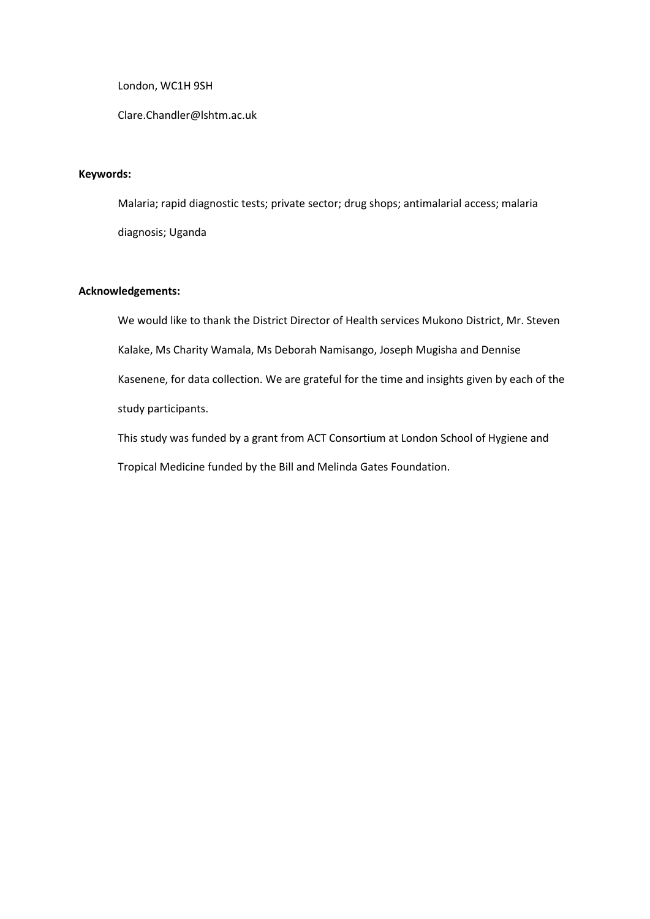London, WC1H 9SH

Clare.Chandler@lshtm.ac.uk

**Keywords:**

Malaria; rapid diagnostic tests; private sector; drug shops; antimalarial access; malaria diagnosis; Uganda

**Acknowledgements:**

We would like to thank the District Director of Health services Mukono District, Mr. Steven Kalake, Ms Charity Wamala, Ms Deborah Namisango, Joseph Mugisha and Dennise Kasenene, for data collection. We are grateful for the time and insights given by each of the study participants.

This study was funded by a grant from ACT Consortium at London School of Hygiene and Tropical Medicine funded by the Bill and Melinda Gates Foundation.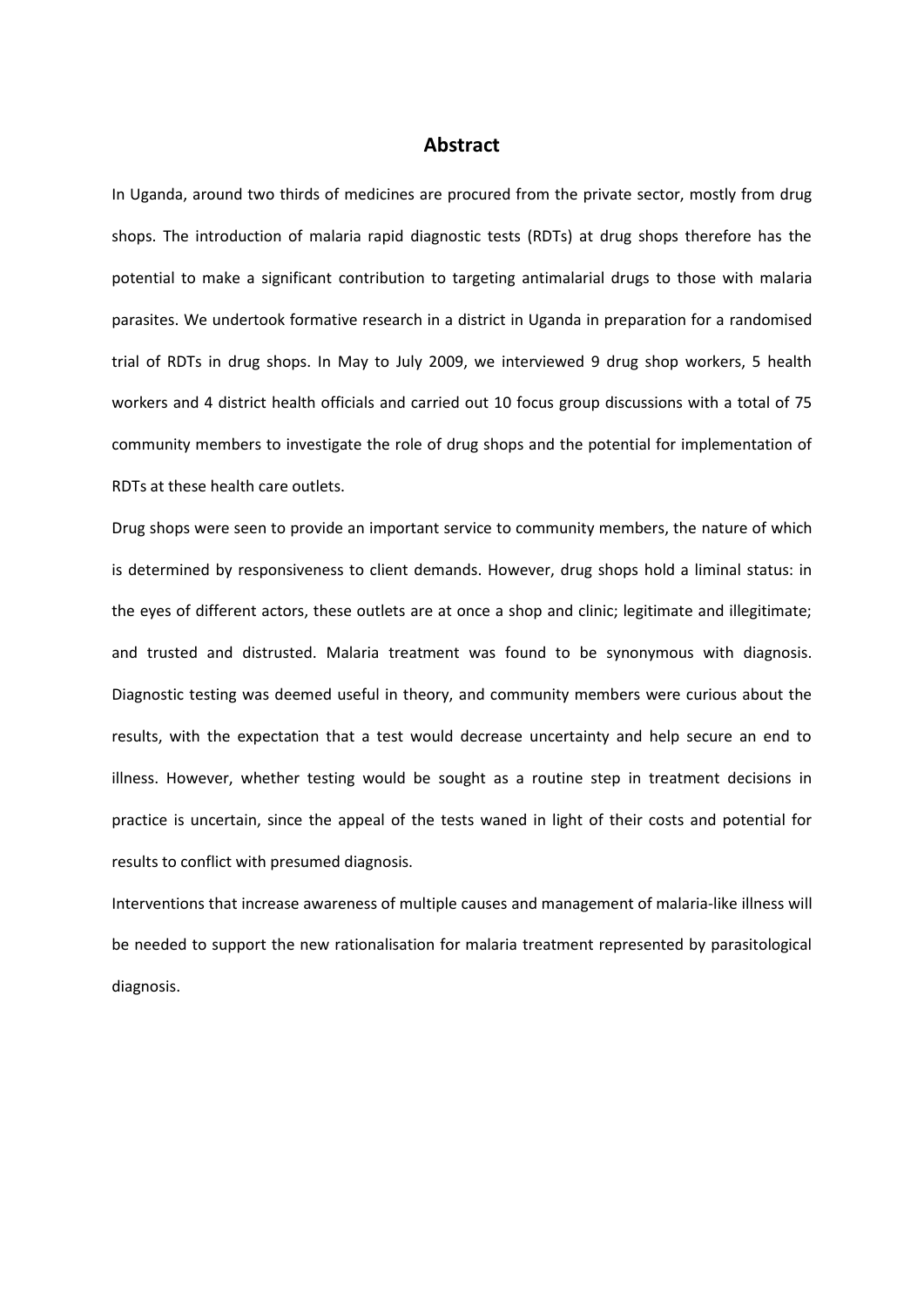## Abstract

In Uganda, around two thirds of medicines are procured from the private sector, mostly from drug shops. The introduction of malaria rapid diagnostic tests (RDTs) at drug shops therefore has the potential to make a significant contribution to targeting antimalarial drugs to those with malaria parasites. We undertook formative research in a district in Uganda in preparation for a randomised trial of RDTs in drug shops. In May to July 2009, we interviewed 9 drug shop workers, 5 health workers and 4 district health officials and carried out 10 focus group discussions with a total of 75 community members to investigate the role of drug shops and the potential for implementation of RDTs at these health care outlets.

Drug shops were seen to provide an important service to community members, the nature of which is determined by responsiveness to client demands. However, drug shops hold a liminal status: in the eyes of different actors, these outlets are at once a shop and clinic; legitimate and illegitimate; and trusted and distrusted. Malaria treatment was found to be synonymous with diagnosis. Diagnostic testing was deemed useful in theory, and community members were curious about the results, with the expectation that a test would decrease uncertainty and help secure an end to illness. However, whether testing would be sought as a routine step in treatment decisions in practice is uncertain, since the appeal of the tests waned in light of their costs and potential for results to conflict with presumed diagnosis.

Interventions that increase awareness of multiple causes and management of malaria-like illness will be needed to support the new rationalisation for malaria treatment represented by parasitological diagnosis.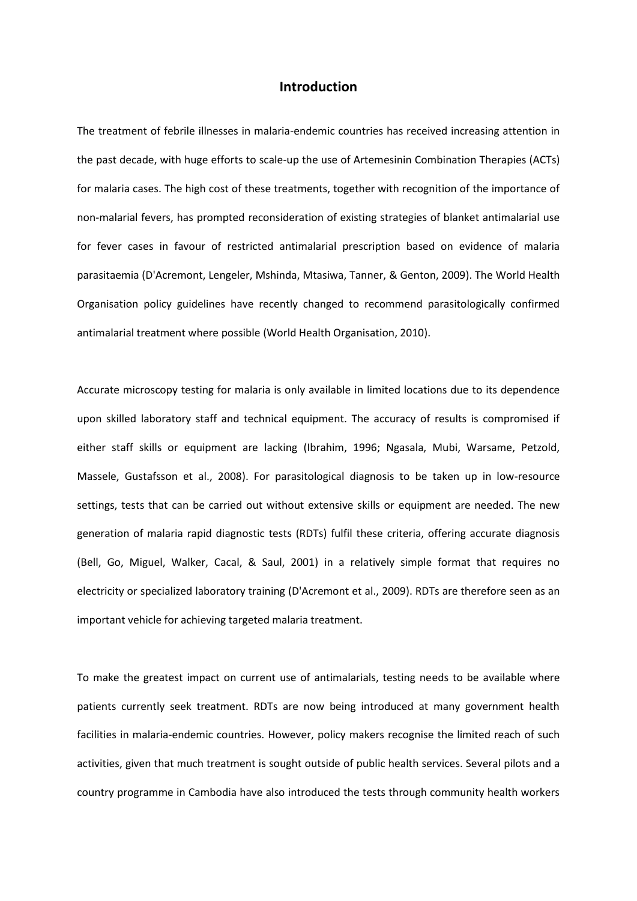## Introduction

The treatment of febrile illnesses in malaria-endemic countries has received increasing attention in the past decade, with huge efforts to scale-up the use of Artemesinin Combination Therapies (ACTs) for malaria cases. The high cost of these treatments, together with recognition of the importance of non-malarial fevers, has prompted reconsideration of existing strategies of blanket antimalarial use for fever cases in favour of restricted antimalarial prescription based on evidence of malaria parasitaemia (D'Acremont, Lengeler, Mshinda, Mtasiwa, Tanner, & Genton, 2009). The World Health Organisation policy guidelines have recently changed to recommend parasitologically confirmed antimalarial treatment where possible (World Health Organisation, 2010).

Accurate microscopy testing for malaria is only available in limited locations due to its dependence upon skilled laboratory staff and technical equipment. The accuracy of results is compromised if either staff skills or equipment are lacking (Ibrahim, 1996; Ngasala, Mubi, Warsame, Petzold, Massele, Gustafsson et al., 2008). For parasitological diagnosis to be taken up in low-resource settings, tests that can be carried out without extensive skills or equipment are needed. The new generation of malaria rapid diagnostic tests (RDTs) fulfil these criteria, offering accurate diagnosis (Bell, Go, Miguel, Walker, Cacal, & Saul, 2001) in a relatively simple format that requires no electricity or specialized laboratory training (D'Acremont et al., 2009). RDTs are therefore seen as an important vehicle for achieving targeted malaria treatment.

To make the greatest impact on current use of antimalarials, testing needs to be available where patients currently seek treatment. RDTs are now being introduced at many government health facilities in malaria-endemic countries. However, policy makers recognise the limited reach of such activities, given that much treatment is sought outside of public health services. Several pilots and a country programme in Cambodia have also introduced the tests through community health workers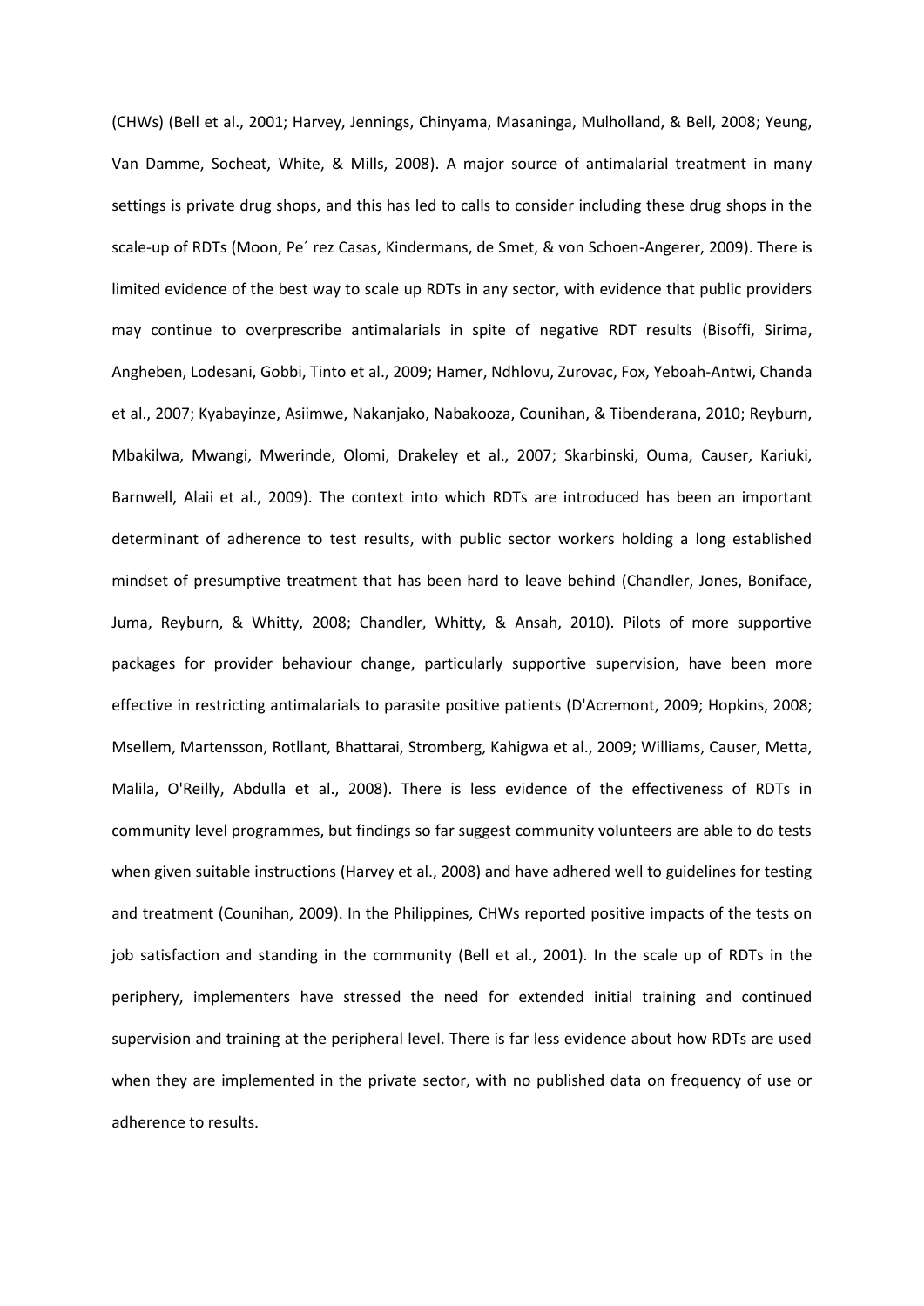(CHWs) (Bell et al., 2001; Harvey, Jennings, Chinyama, Masaninga, Mulholland, & Bell, 2008; Yeung, Van Damme, Socheat, White, & Mills, 2008). A major source of antimalarial treatment in many settings is private drug shops, and this has led to calls to consider including these drug shops in the scale-up of RDTs (Moon, Pe´ rez Casas, Kindermans, de Smet, & von Schoen-Angerer, 2009). There is limited evidence of the best way to scale up RDTs in any sector, with evidence that public providers may continue to overprescribe antimalarials in spite of negative RDT results (Bisoffi, Sirima, Angheben, Lodesani, Gobbi, Tinto et al., 2009; Hamer, Ndhlovu, Zurovac, Fox, Yeboah-Antwi, Chanda et al., 2007; Kyabayinze, Asiimwe, Nakanjako, Nabakooza, Counihan, & Tibenderana, 2010; Reyburn, Mbakilwa, Mwangi, Mwerinde, Olomi, Drakeley et al., 2007; Skarbinski, Ouma, Causer, Kariuki, Barnwell, Alaii et al., 2009). The context into which RDTs are introduced has been an important determinant of adherence to test results, with public sector workers holding a long established mindset of presumptive treatment that has been hard to leave behind (Chandler, Jones, Boniface, Juma, Reyburn, & Whitty, 2008; Chandler, Whitty, & Ansah, 2010). Pilots of more supportive packages for provider behaviour change, particularly supportive supervision, have been more effective in restricting antimalarials to parasite positive patients (D'Acremont, 2009; Hopkins, 2008; Msellem, Martensson, Rotllant, Bhattarai, Stromberg, Kahigwa et al., 2009; Williams, Causer, Metta, Malila, O'Reilly, Abdulla et al., 2008). There is less evidence of the effectiveness of RDTs in community level programmes, but findings so far suggest community volunteers are able to do tests when given suitable instructions (Harvey et al., 2008) and have adhered well to guidelines for testing and treatment (Counihan, 2009). In the Philippines, CHWs reported positive impacts of the tests on job satisfaction and standing in the community (Bell et al., 2001). In the scale up of RDTs in the periphery, implementers have stressed the need for extended initial training and continued supervision and training at the peripheral level. There is far less evidence about how RDTs are used when they are implemented in the private sector, with no published data on frequency of use or adherence to results.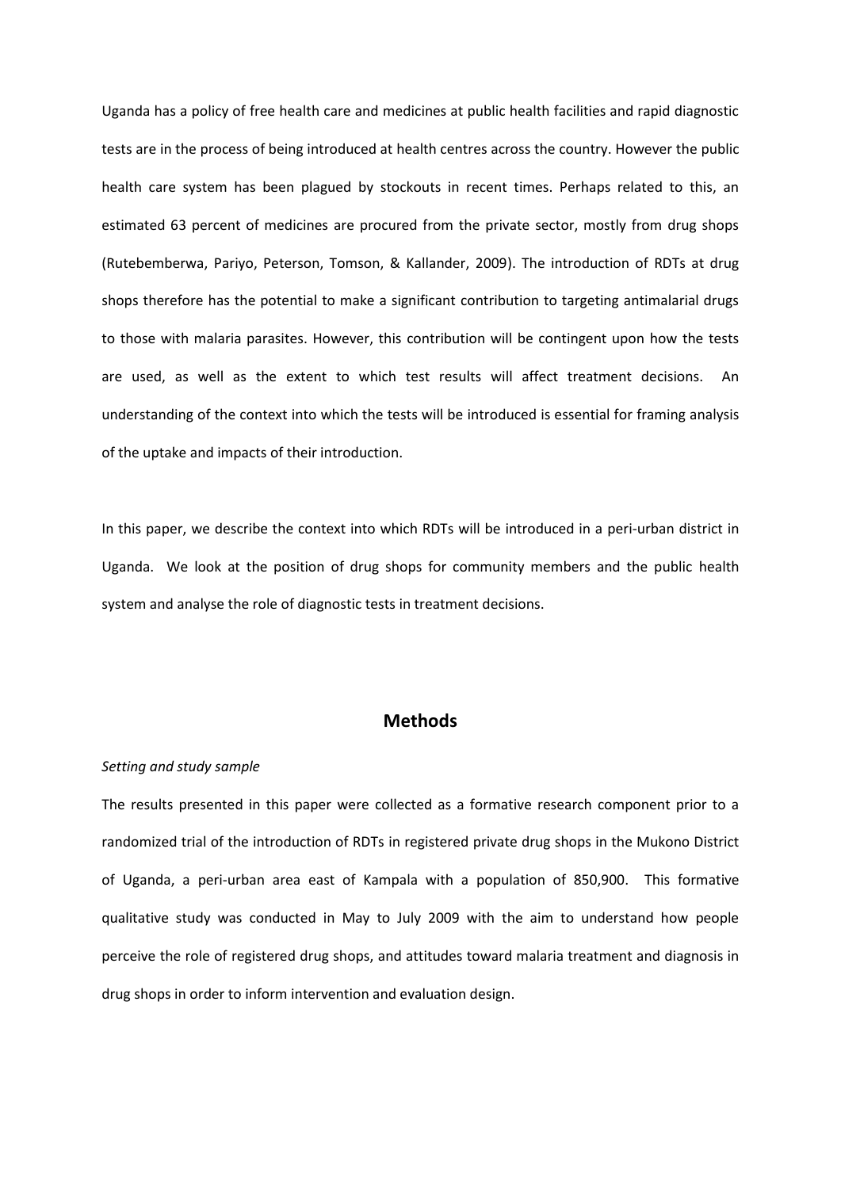Uganda has a policy of free health care and medicines at public health facilities and rapid diagnostic tests are in the process of being introduced at health centres across the country. However the public health care system has been plagued by stockouts in recent times. Perhaps related to this, an estimated 63 percent of medicines are procured from the private sector, mostly from drug shops (Rutebemberwa, Pariyo, Peterson, Tomson, & Kallander, 2009). The introduction of RDTs at drug shops therefore has the potential to make a significant contribution to targeting antimalarial drugs to those with malaria parasites. However, this contribution will be contingent upon how the tests are used, as well as the extent to which test results will affect treatment decisions. An understanding of the context into which the tests will be introduced is essential for framing analysis of the uptake and impacts of their introduction.

In this paper, we describe the context into which RDTs will be introduced in a peri-urban district in Uganda. We look at the position of drug shops for community members and the public health system and analyse the role of diagnostic tests in treatment decisions.

## Methods

*Setting and study sample*

The results presented in this paper were collected as a formative research component prior to a randomized trial of the introduction of RDTs in registered private drug shops in the Mukono District of Uganda, a peri-urban area east of Kampala with a population of 850,900. This formative qualitative study was conducted in May to July 2009 with the aim to understand how people perceive the role of registered drug shops, and attitudes toward malaria treatment and diagnosis in drug shops in order to inform intervention and evaluation design.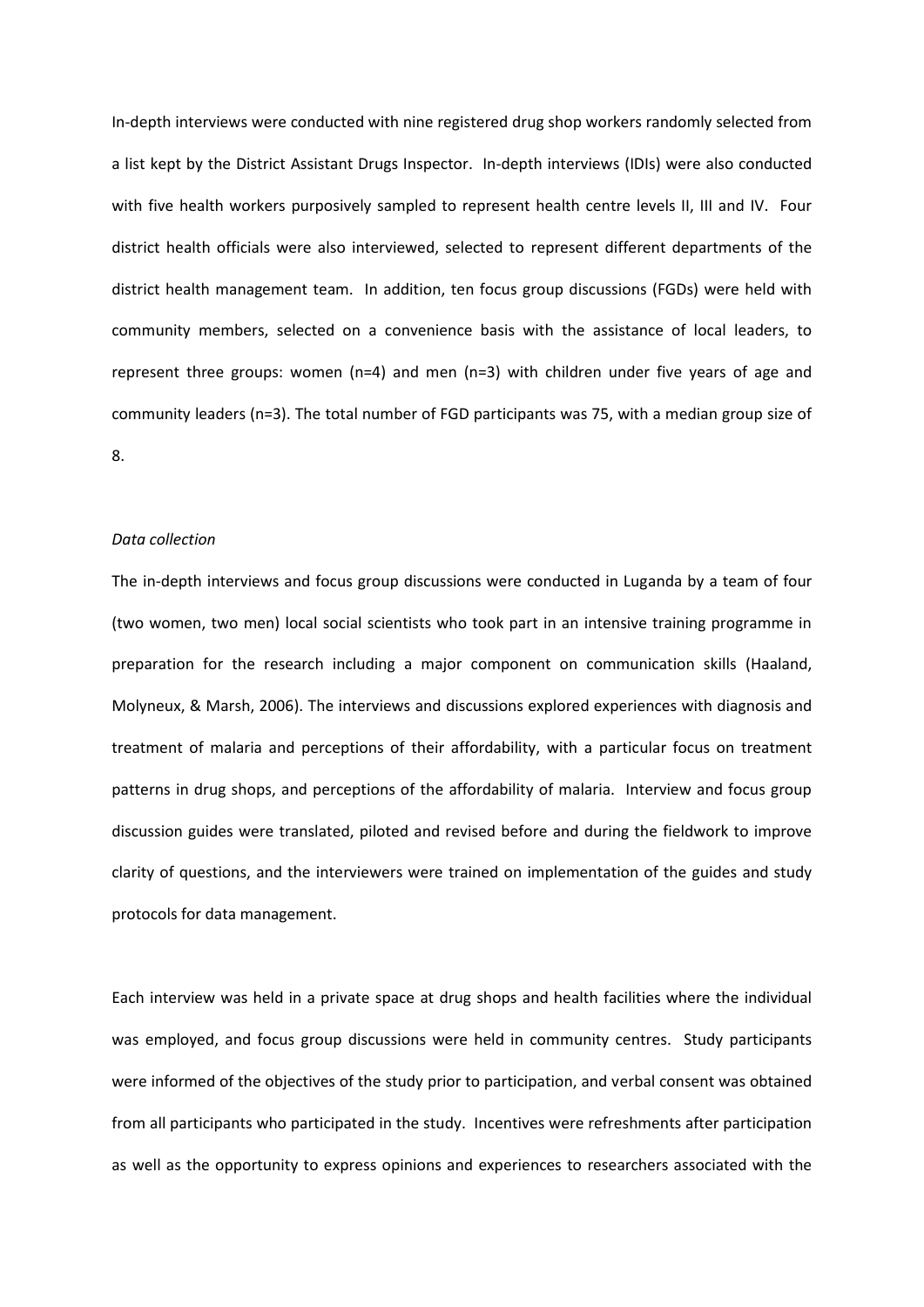In-depth interviews were conducted with nine registered drug shop workers randomly selected from a list kept by the District Assistant Drugs Inspector. In-depth interviews (IDIs) were also conducted with five health workers purposively sampled to represent health centre levels II, III and IV. Four district health officials were also interviewed, selected to represent different departments of the district health management team. In addition, ten focus group discussions (FGDs) were held with community members, selected on a convenience basis with the assistance of local leaders, to represent three groups: women (n=4) and men (n=3) with children under five years of age and community leaders (n=3). The total number of FGD participants was 75, with a median group size of 8.

*Data collection*

The in-depth interviews and focus group discussions were conducted in Luganda by a team of four (two women, two men) local social scientists who took part in an intensive training programme in preparation for the research including a major component on communication skills (Haaland, Molyneux, & Marsh, 2006). The interviews and discussions explored experiences with diagnosis and treatment of malaria and perceptions of their affordability, with a particular focus on treatment patterns in drug shops, and perceptions of the affordability of malaria. Interview and focus group discussion guides were translated, piloted and revised before and during the fieldwork to improve clarity of questions, and the interviewers were trained on implementation of the guides and study protocols for data management.

Each interview was held in a private space at drug shops and health facilities where the individual was employed, and focus group discussions were held in community centres. Study participants were informed of the objectives of the study prior to participation, and verbal consent was obtained from all participants who participated in the study. Incentives were refreshments after participation as well as the opportunity to express opinions and experiences to researchers associated with the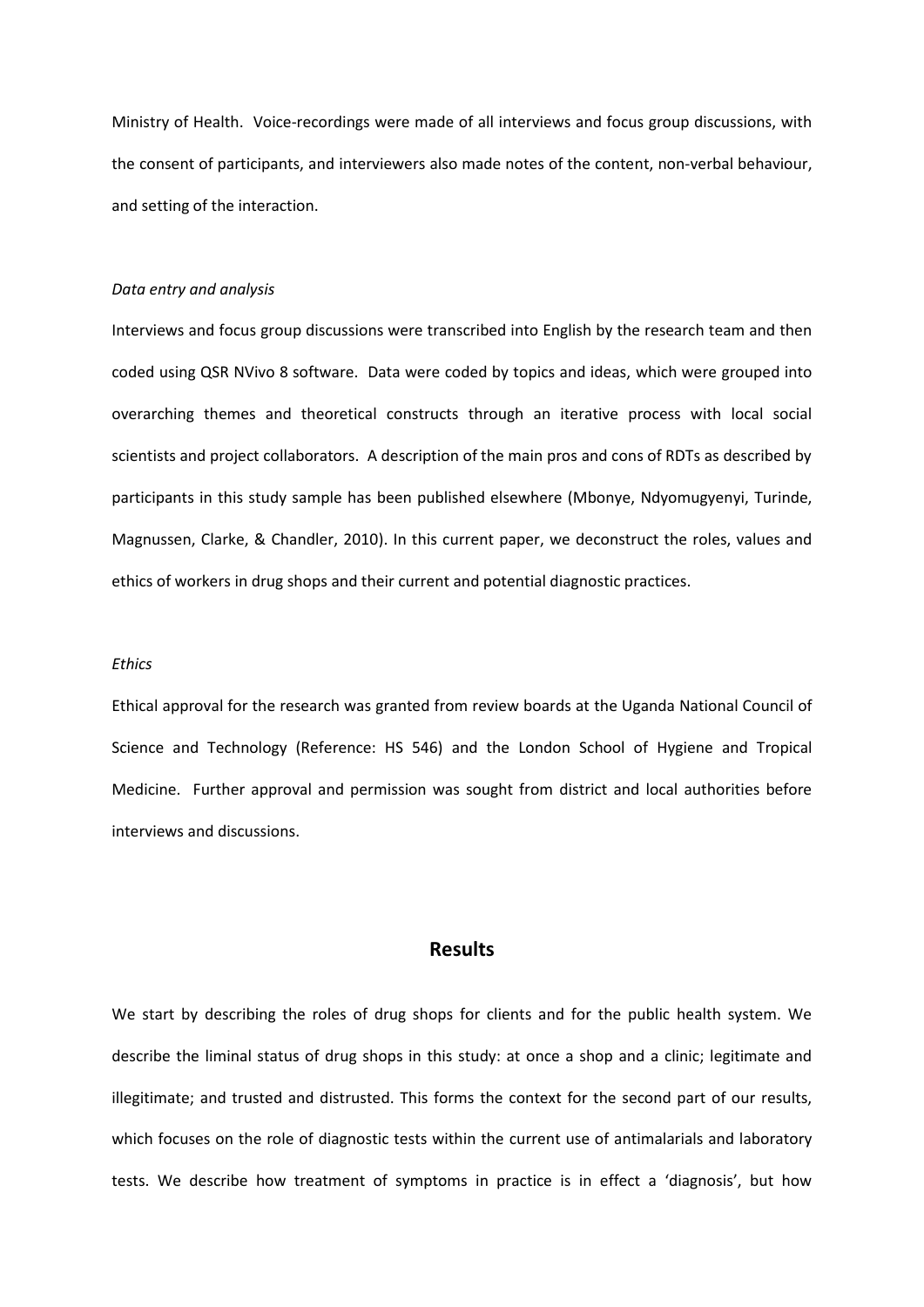Ministry of Health. Voice-recordings were made of all interviews and focus group discussions, with the consent of participants, and interviewers also made notes of the content, non-verbal behaviour, and setting of the interaction.

*Data entry and analysis*

Interviews and focus group discussions were transcribed into English by the research team and then coded using QSR NVivo 8 software. Data were coded by topics and ideas, which were grouped into overarching themes and theoretical constructs through an iterative process with local social scientists and project collaborators. A description of the main pros and cons of RDTs as described by participants in this study sample has been published elsewhere (Mbonye, Ndyomugyenyi, Turinde, Magnussen, Clarke, & Chandler, 2010). In this current paper, we deconstruct the roles, values and ethics of workers in drug shops and their current and potential diagnostic practices.

*Ethics*

Ethical approval for the research was granted from review boards at the Uganda National Council of Science and Technology (Reference: HS 546) and the London School of Hygiene and Tropical Medicine. Further approval and permission was sought from district and local authorities before interviews and discussions.

## Results

We start by describing the roles of drug shops for clients and for the public health system. We describe the liminal status of drug shops in this study: at once a shop and a clinic; legitimate and illegitimate; and trusted and distrusted. This forms the context for the second part of our results, which focuses on the role of diagnostic tests within the current use of antimalarials and laboratory tests. We describe how treatment of symptoms in practice is in effect a 'diagnosis', but how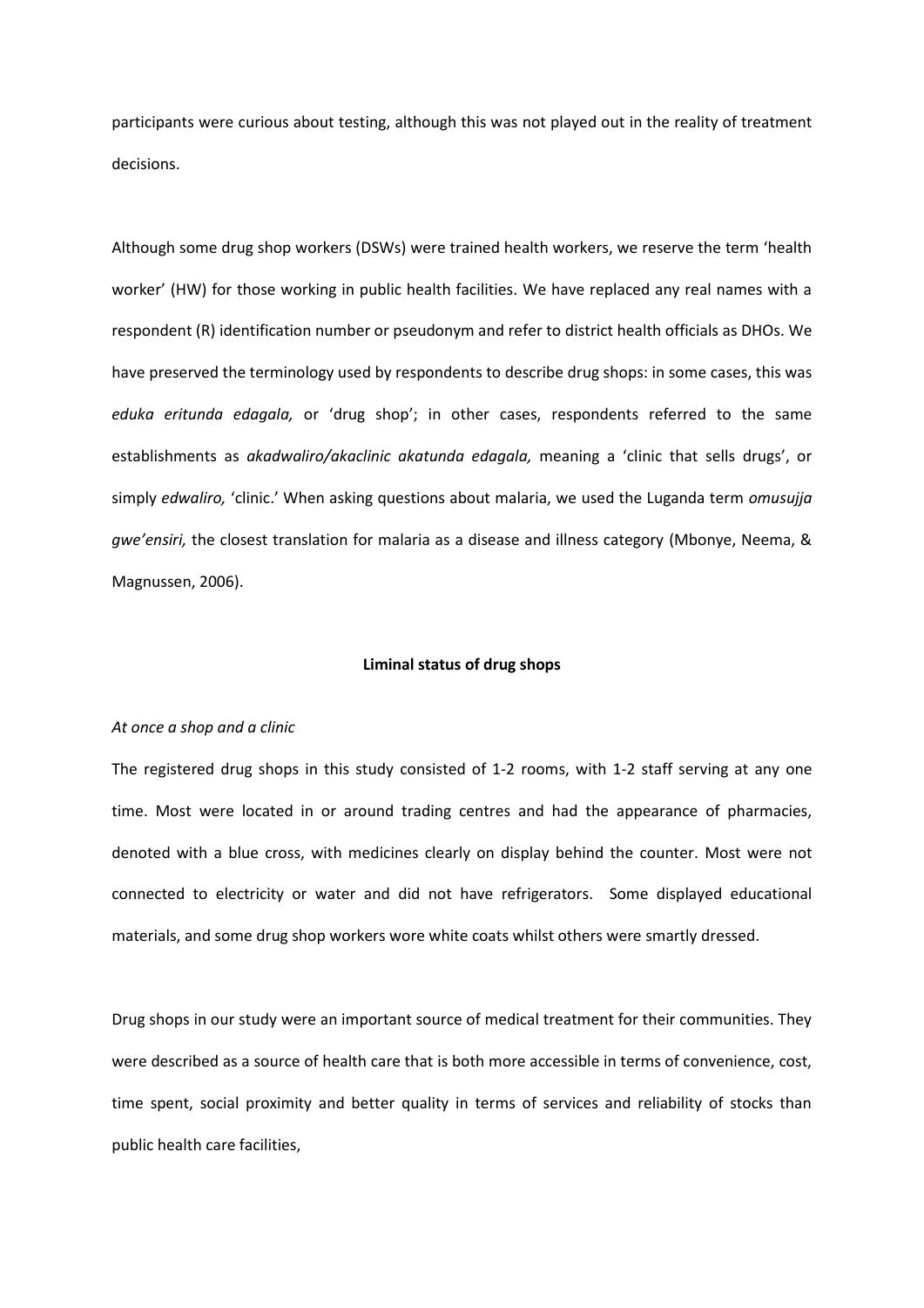participants were curious about testing, although this was not played out in the reality of treatment decisions.

Although some drug shop workers (DSWs) were trained health workers, we reserve the term 'health worker' (HW) for those working in public health facilities. We have replaced any real names with a respondent (R) identification number or pseudonym and refer to district health officials as DHOs. We have preserved the terminology used by respondents to describe drug shops: in some cases, this was *eduka eritunda edagala,* or 'drug shop'; in other cases, respondents referred to the same establishments as *akadwaliro/akaclinic akatunda edagala,* meaning a 'clinic that sells drugs', or simply *edwaliro,* 'clinic.' When asking questions about malaria, we used the Luganda term *omusujja gwe'ensiri,* the closest translation for malaria as a disease and illness category (Mbonye, Neema, & Magnussen, 2006).

## Liminal status of drug shops

### *At once a shop and a clinic*

The registered drug shops in this study consisted of 1-2 rooms, with 1-2 staff serving at any one time. Most were located in or around trading centres and had the appearance of pharmacies, denoted with a blue cross, with medicines clearly on display behind the counter. Most were not connected to electricity or water and did not have refrigerators. Some displayed educational materials, and some drug shop workers wore white coats whilst others were smartly dressed.

Drug shops in our study were an important source of medical treatment for their communities. They were described as a source of health care that is both more accessible in terms of convenience, cost, time spent, social proximity and better quality in terms of services and reliability of stocks than public health care facilities,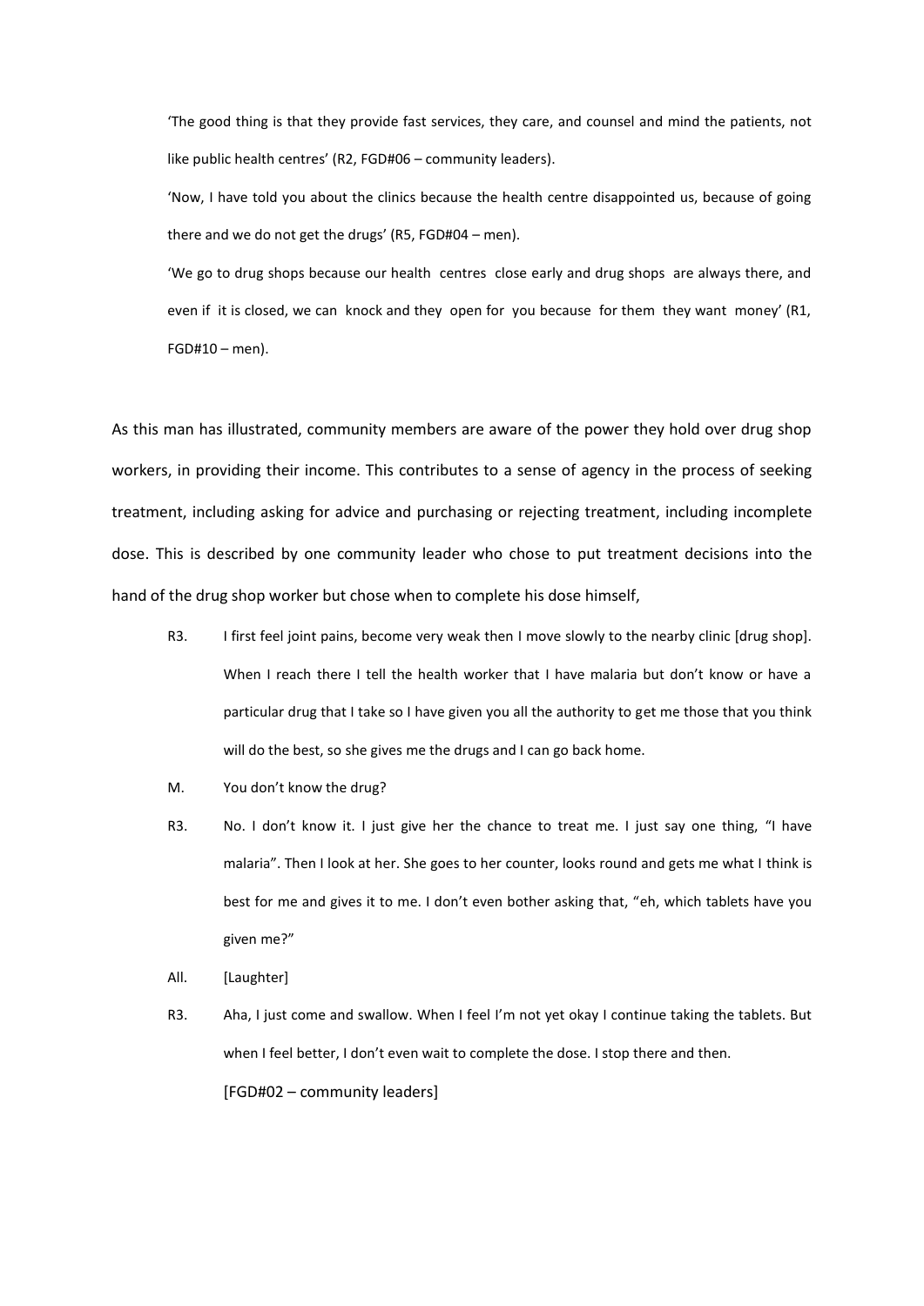> 'The good thing is that they provide fast services, they care, and counsel and mind the patients, not like public health centres' (R2, FGD#06 – community leaders).
>
> 'Now, I have told you about the clinics because the health centre disappointed us, because of going there and we do not get the drugs' (R5, FGD#04 – men).
>
> 'We go to drug shops because our health centres close early and drug shops are always there, and even if it is closed, we can knock and they open for you because for them they want money' (R1, FGD#10 – men).

As this man has illustrated, community members are aware of the power they hold over drug shop workers, in providing their income. This contributes to a sense of agency in the process of seeking treatment, including asking for advice and purchasing or rejecting treatment, including incomplete dose. This is described by one community leader who chose to put treatment decisions into the hand of the drug shop worker but chose when to complete his dose himself,

> R3. I first feel joint pains, become very weak then I move slowly to the nearby clinic [drug shop]. When I reach there I tell the health worker that I have malaria but don't know or have a particular drug that I take so I have given you all the authority to get me those that you think will do the best, so she gives me the drugs and I can go back home.
>
> M. You don't know the drug?
>
> R3. No. I don't know it. I just give her the chance to treat me. I just say one thing, "I have malaria". Then I look at her. She goes to her counter, looks round and gets me what I think is best for me and gives it to me. I don't even bother asking that, "eh, which tablets have you given me?"
>
> All. [Laughter]
>
> R3. Aha, I just come and swallow. When I feel I'm not yet okay I continue taking the tablets. But when I feel better, I don't even wait to complete the dose. I stop there and then.
>
> [FGD#02 – community leaders]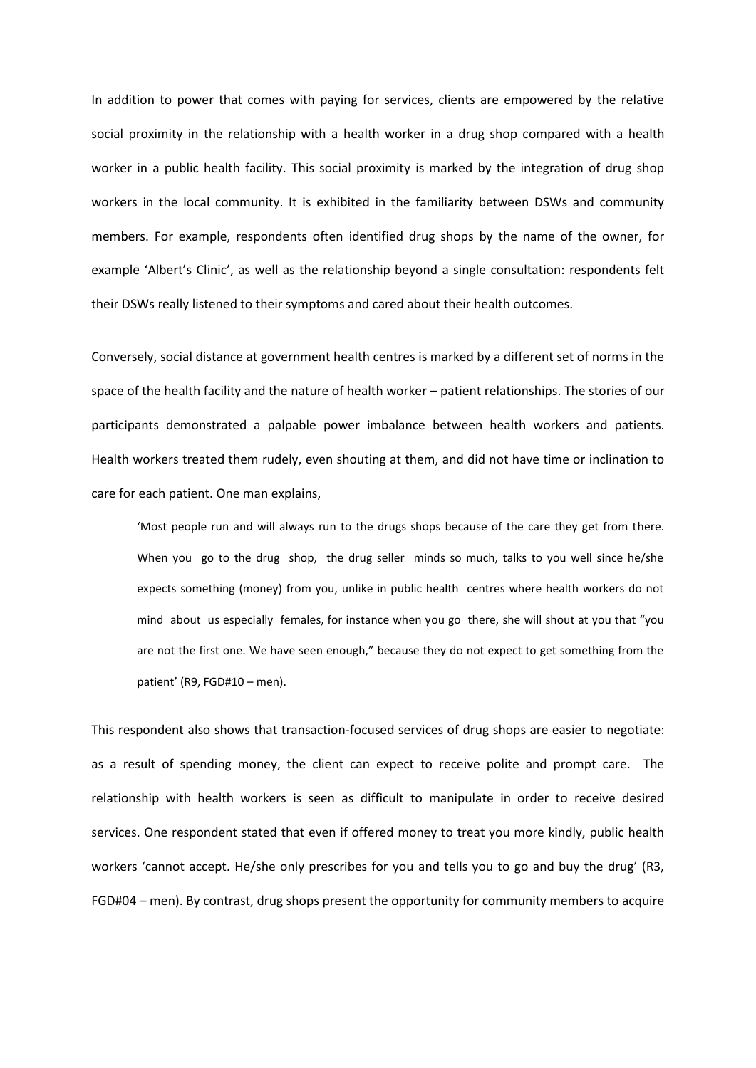In addition to power that comes with paying for services, clients are empowered by the relative social proximity in the relationship with a health worker in a drug shop compared with a health worker in a public health facility. This social proximity is marked by the integration of drug shop workers in the local community. It is exhibited in the familiarity between DSWs and community members. For example, respondents often identified drug shops by the name of the owner, for example 'Albert's Clinic', as well as the relationship beyond a single consultation: respondents felt their DSWs really listened to their symptoms and cared about their health outcomes.

Conversely, social distance at government health centres is marked by a different set of norms in the space of the health facility and the nature of health worker – patient relationships. The stories of our participants demonstrated a palpable power imbalance between health workers and patients. Health workers treated them rudely, even shouting at them, and did not have time or inclination to care for each patient. One man explains,

> 'Most people run and will always run to the drugs shops because of the care they get from there. When you go to the drug shop, the drug seller minds so much, talks to you well since he/she expects something (money) from you, unlike in public health centres where health workers do not mind about us especially females, for instance when you go there, she will shout at you that "you are not the first one. We have seen enough," because they do not expect to get something from the patient' (R9, FGD#10 – men).

This respondent also shows that transaction-focused services of drug shops are easier to negotiate: as a result of spending money, the client can expect to receive polite and prompt care. The relationship with health workers is seen as difficult to manipulate in order to receive desired services. One respondent stated that even if offered money to treat you more kindly, public health workers 'cannot accept. He/she only prescribes for you and tells you to go and buy the drug' (R3, FGD#04 – men). By contrast, drug shops present the opportunity for community members to acquire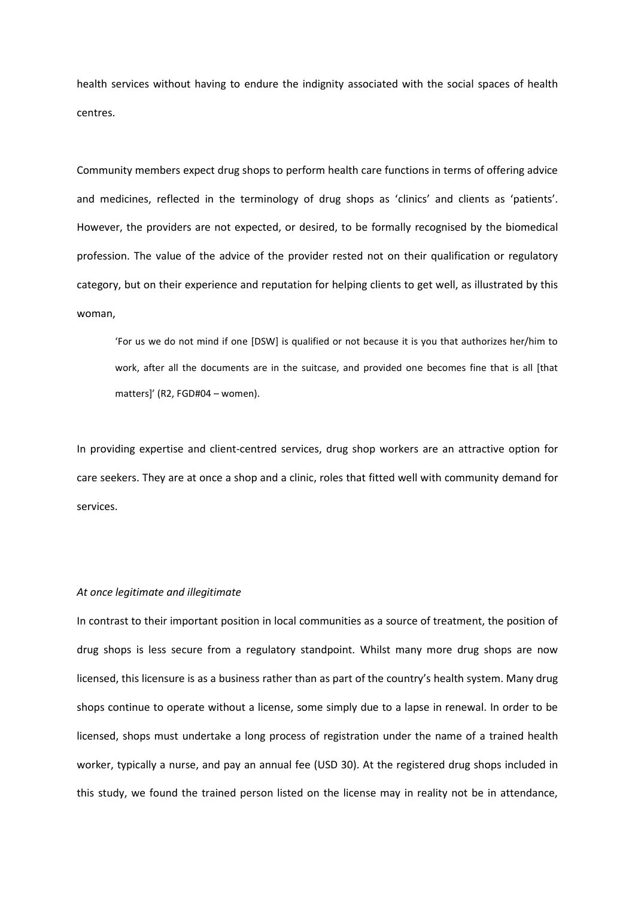health services without having to endure the indignity associated with the social spaces of health centres.

Community members expect drug shops to perform health care functions in terms of offering advice and medicines, reflected in the terminology of drug shops as 'clinics' and clients as 'patients'. However, the providers are not expected, or desired, to be formally recognised by the biomedical profession. The value of the advice of the provider rested not on their qualification or regulatory category, but on their experience and reputation for helping clients to get well, as illustrated by this woman,

> 'For us we do not mind if one [DSW] is qualified or not because it is you that authorizes her/him to work, after all the documents are in the suitcase, and provided one becomes fine that is all [that matters]' (R2, FGD#04 – women).

In providing expertise and client-centred services, drug shop workers are an attractive option for care seekers. They are at once a shop and a clinic, roles that fitted well with community demand for services.

*At once legitimate and illegitimate*

In contrast to their important position in local communities as a source of treatment, the position of drug shops is less secure from a regulatory standpoint. Whilst many more drug shops are now licensed, this licensure is as a business rather than as part of the country's health system. Many drug shops continue to operate without a license, some simply due to a lapse in renewal. In order to be licensed, shops must undertake a long process of registration under the name of a trained health worker, typically a nurse, and pay an annual fee (USD 30). At the registered drug shops included in this study, we found the trained person listed on the license may in reality not be in attendance,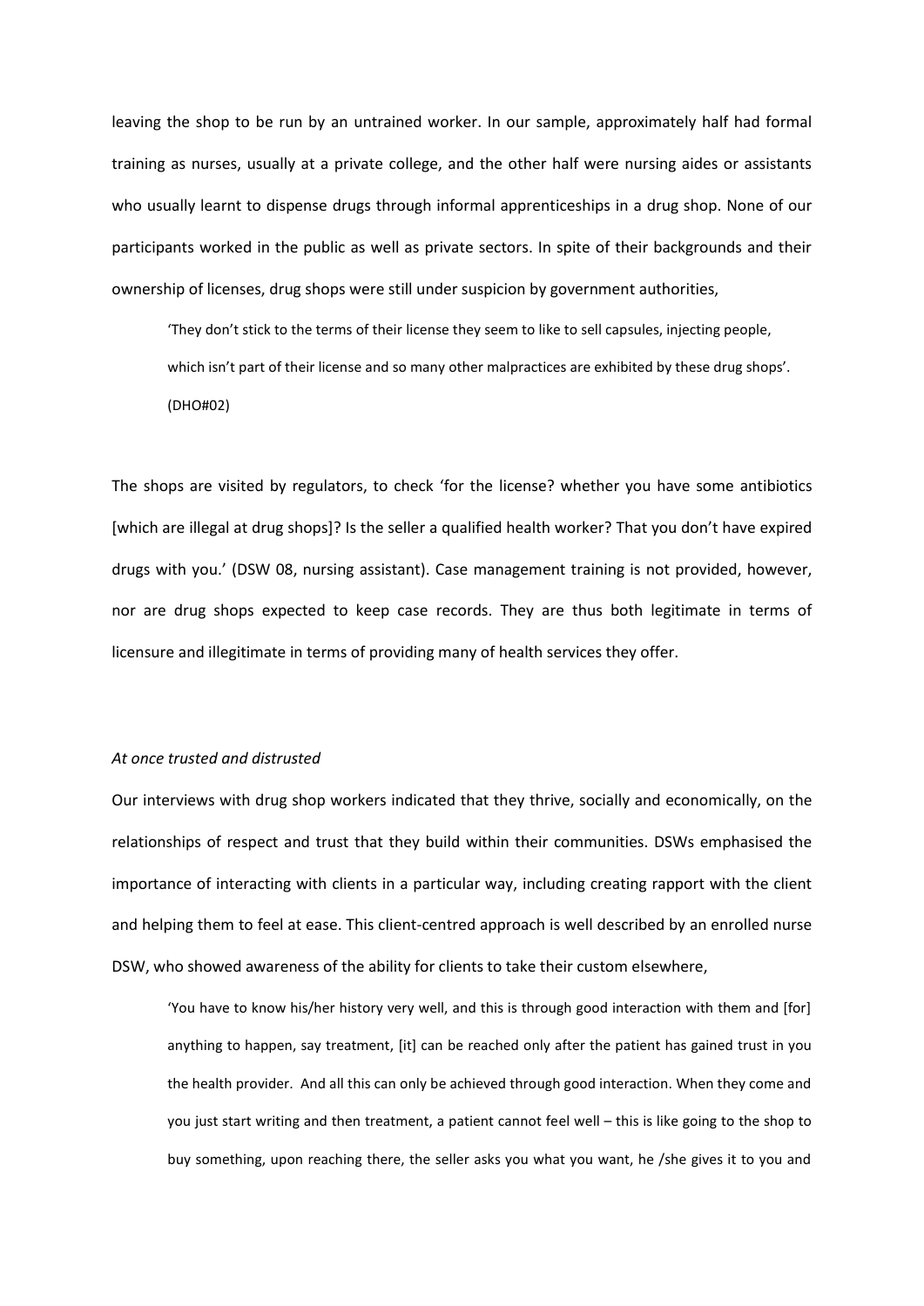leaving the shop to be run by an untrained worker. In our sample, approximately half had formal training as nurses, usually at a private college, and the other half were nursing aides or assistants who usually learnt to dispense drugs through informal apprenticeships in a drug shop. None of our participants worked in the public as well as private sectors. In spite of their backgrounds and their ownership of licenses, drug shops were still under suspicion by government authorities,

> 'They don't stick to the terms of their license they seem to like to sell capsules, injecting people, which isn't part of their license and so many other malpractices are exhibited by these drug shops'. (DHO#02)

The shops are visited by regulators, to check 'for the license? whether you have some antibiotics [which are illegal at drug shops]? Is the seller a qualified health worker? That you don't have expired drugs with you.' (DSW 08, nursing assistant). Case management training is not provided, however, nor are drug shops expected to keep case records. They are thus both legitimate in terms of licensure and illegitimate in terms of providing many of health services they offer.

*At once trusted and distrusted*

Our interviews with drug shop workers indicated that they thrive, socially and economically, on the relationships of respect and trust that they build within their communities. DSWs emphasised the importance of interacting with clients in a particular way, including creating rapport with the client and helping them to feel at ease. This client-centred approach is well described by an enrolled nurse DSW, who showed awareness of the ability for clients to take their custom elsewhere,

> 'You have to know his/her history very well, and this is through good interaction with them and [for] anything to happen, say treatment, [it] can be reached only after the patient has gained trust in you the health provider. And all this can only be achieved through good interaction. When they come and you just start writing and then treatment, a patient cannot feel well – this is like going to the shop to buy something, upon reaching there, the seller asks you what you want, he /she gives it to you and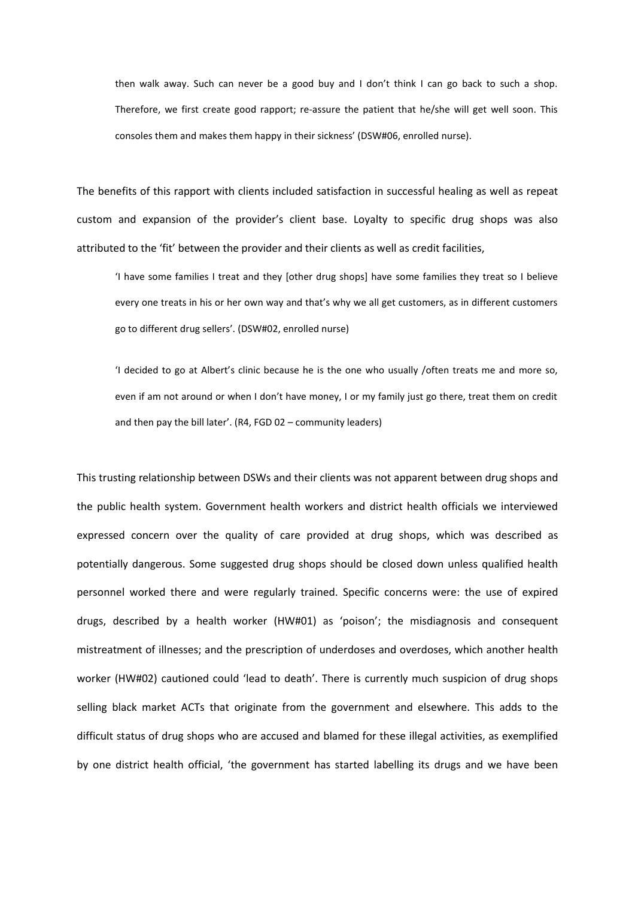> then walk away. Such can never be a good buy and I don't think I can go back to such a shop. Therefore, we first create good rapport; re-assure the patient that he/she will get well soon. This consoles them and makes them happy in their sickness' (DSW#06, enrolled nurse).

The benefits of this rapport with clients included satisfaction in successful healing as well as repeat custom and expansion of the provider's client base. Loyalty to specific drug shops was also attributed to the 'fit' between the provider and their clients as well as credit facilities,

> 'I have some families I treat and they [other drug shops] have some families they treat so I believe every one treats in his or her own way and that's why we all get customers, as in different customers go to different drug sellers'. (DSW#02, enrolled nurse)

> 'I decided to go at Albert's clinic because he is the one who usually /often treats me and more so, even if am not around or when I don't have money, I or my family just go there, treat them on credit and then pay the bill later'. (R4, FGD 02 – community leaders)

This trusting relationship between DSWs and their clients was not apparent between drug shops and the public health system. Government health workers and district health officials we interviewed expressed concern over the quality of care provided at drug shops, which was described as potentially dangerous. Some suggested drug shops should be closed down unless qualified health personnel worked there and were regularly trained. Specific concerns were: the use of expired drugs, described by a health worker (HW#01) as 'poison'; the misdiagnosis and consequent mistreatment of illnesses; and the prescription of underdoses and overdoses, which another health worker (HW#02) cautioned could 'lead to death'. There is currently much suspicion of drug shops selling black market ACTs that originate from the government and elsewhere. This adds to the difficult status of drug shops who are accused and blamed for these illegal activities, as exemplified by one district health official, 'the government has started labelling its drugs and we have been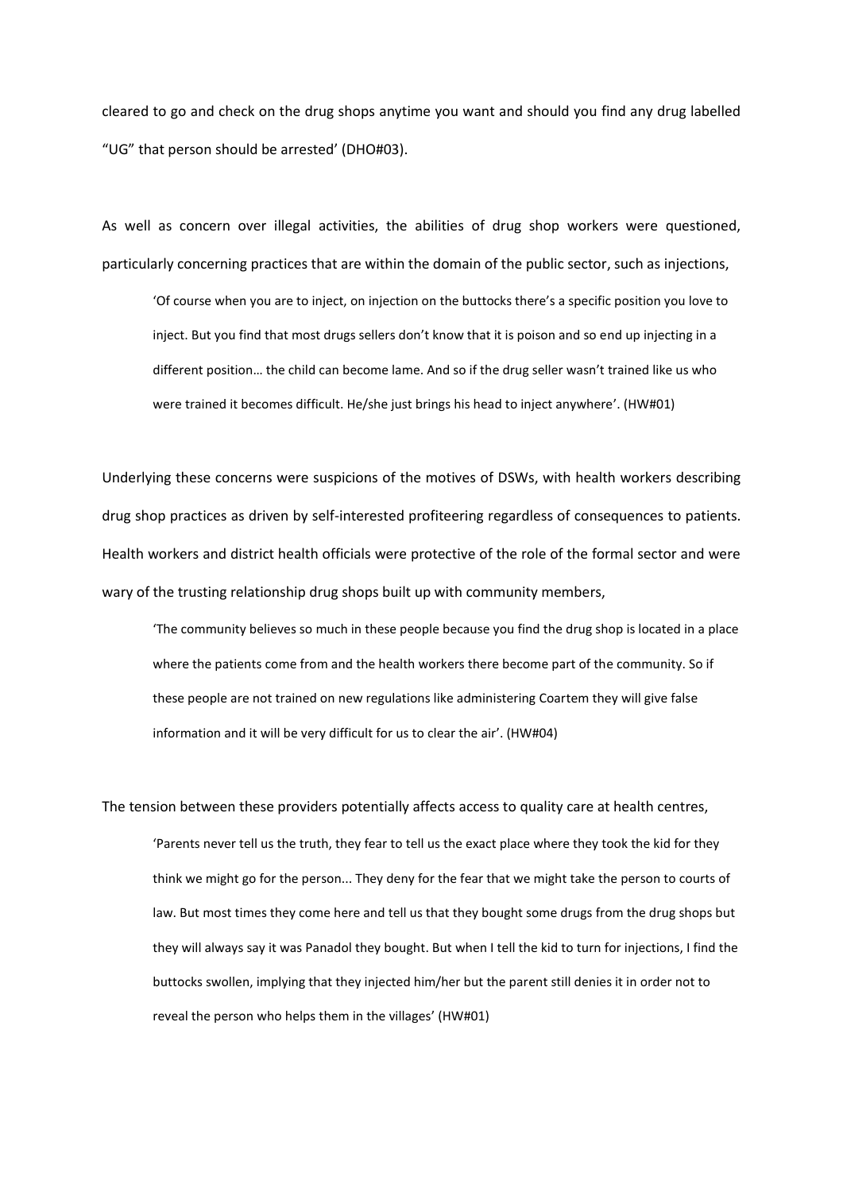cleared to go and check on the drug shops anytime you want and should you find any drug labelled "UG" that person should be arrested' (DHO#03).

As well as concern over illegal activities, the abilities of drug shop workers were questioned, particularly concerning practices that are within the domain of the public sector, such as injections,

> 'Of course when you are to inject, on injection on the buttocks there's a specific position you love to inject. But you find that most drugs sellers don't know that it is poison and so end up injecting in a different position… the child can become lame. And so if the drug seller wasn't trained like us who were trained it becomes difficult. He/she just brings his head to inject anywhere'. (HW#01)

Underlying these concerns were suspicions of the motives of DSWs, with health workers describing drug shop practices as driven by self-interested profiteering regardless of consequences to patients. Health workers and district health officials were protective of the role of the formal sector and were wary of the trusting relationship drug shops built up with community members,

> 'The community believes so much in these people because you find the drug shop is located in a place where the patients come from and the health workers there become part of the community. So if these people are not trained on new regulations like administering Coartem they will give false information and it will be very difficult for us to clear the air'. (HW#04)

The tension between these providers potentially affects access to quality care at health centres,

> 'Parents never tell us the truth, they fear to tell us the exact place where they took the kid for they think we might go for the person... They deny for the fear that we might take the person to courts of law. But most times they come here and tell us that they bought some drugs from the drug shops but they will always say it was Panadol they bought. But when I tell the kid to turn for injections, I find the buttocks swollen, implying that they injected him/her but the parent still denies it in order not to reveal the person who helps them in the villages' (HW#01)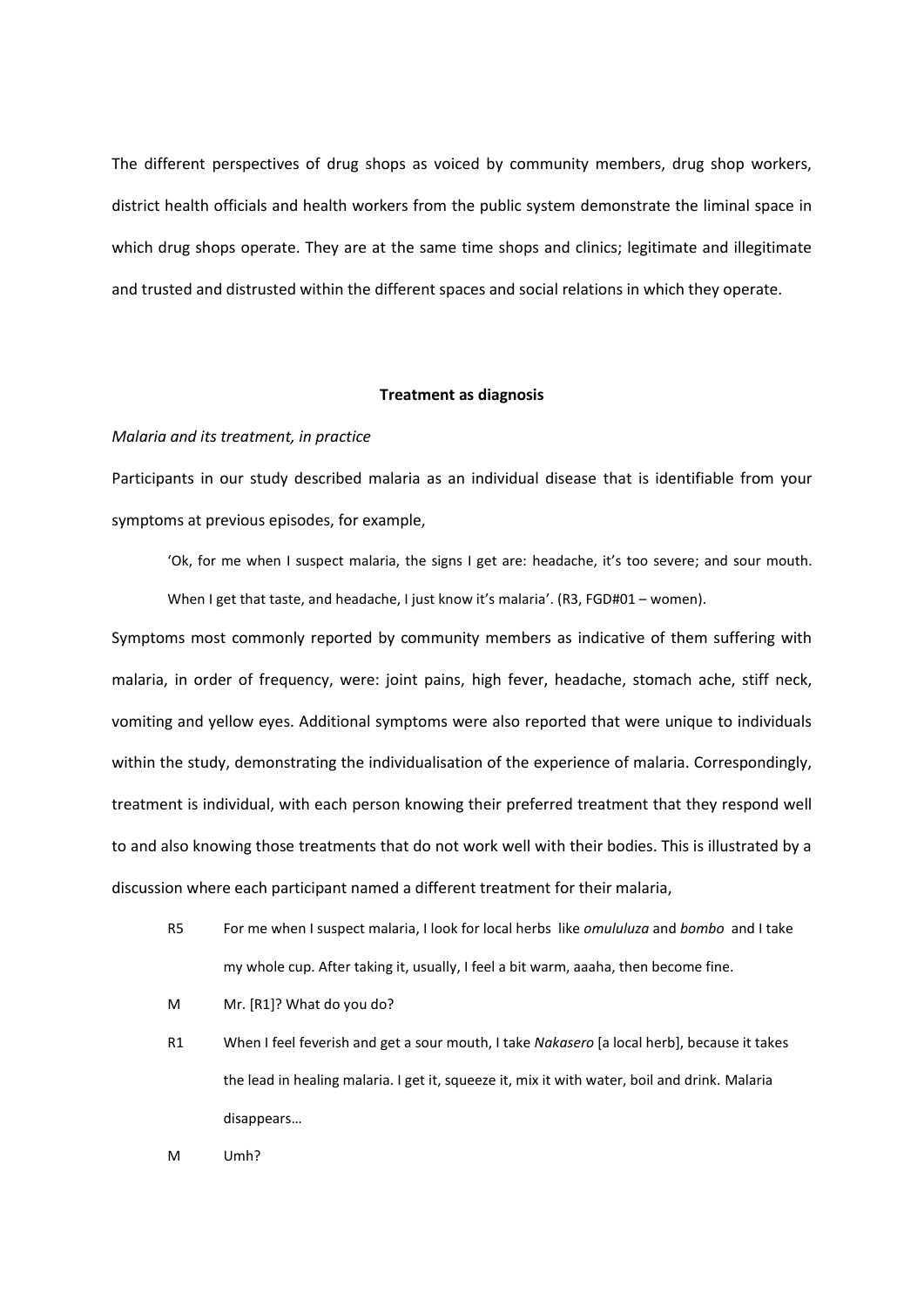The different perspectives of drug shops as voiced by community members, drug shop workers, district health officials and health workers from the public system demonstrate the liminal space in which drug shops operate. They are at the same time shops and clinics; legitimate and illegitimate and trusted and distrusted within the different spaces and social relations in which they operate.

**Treatment as diagnosis**

*Malaria and its treatment, in practice*

Participants in our study described malaria as an individual disease that is identifiable from your symptoms at previous episodes, for example,

> 'Ok, for me when I suspect malaria, the signs I get are: headache, it's too severe; and sour mouth. When I get that taste, and headache, I just know it's malaria'. (R3, FGD#01 – women).

Symptoms most commonly reported by community members as indicative of them suffering with malaria, in order of frequency, were: joint pains, high fever, headache, stomach ache, stiff neck, vomiting and yellow eyes. Additional symptoms were also reported that were unique to individuals within the study, demonstrating the individualisation of the experience of malaria. Correspondingly, treatment is individual, with each person knowing their preferred treatment that they respond well to and also knowing those treatments that do not work well with their bodies. This is illustrated by a discussion where each participant named a different treatment for their malaria,

R5 For me when I suspect malaria, I look for local herbs like *omululuza* and *bombo* and I take my whole cup. After taking it, usually, I feel a bit warm, aaaha, then become fine.

M Mr. [R1]? What do you do?

R1 When I feel feverish and get a sour mouth, I take *Nakasero* [a local herb], because it takes the lead in healing malaria. I get it, squeeze it, mix it with water, boil and drink. Malaria disappears…

M Umh?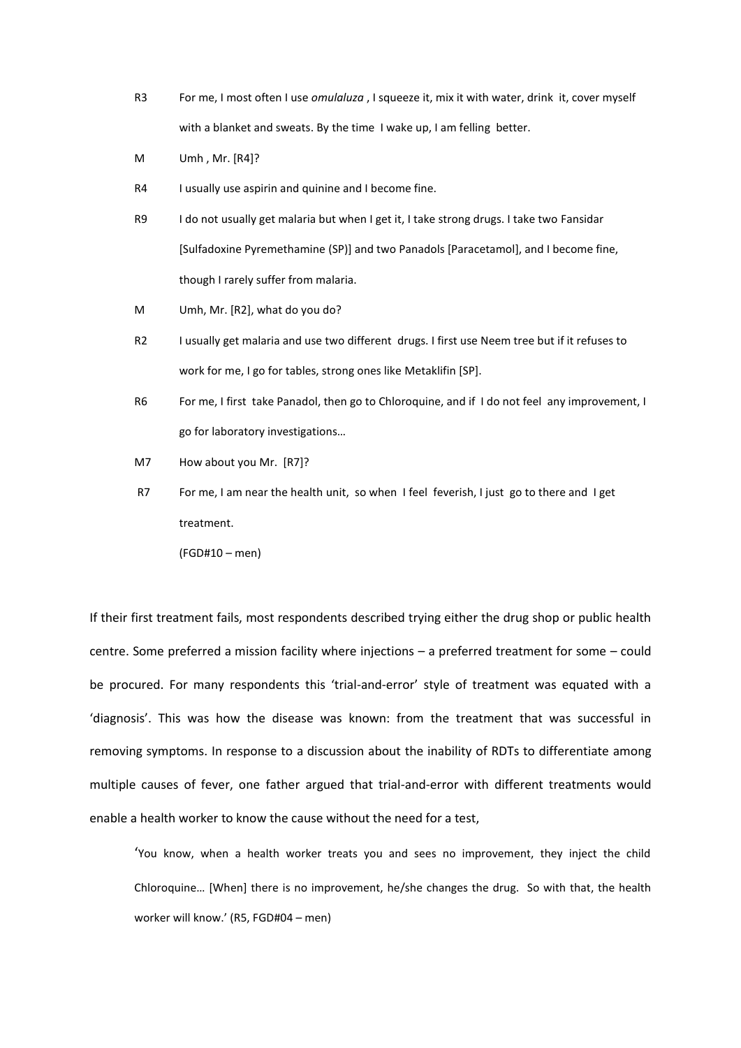R3 For me, I most often I use *omulaluza* , I squeeze it, mix it with water, drink it, cover myself with a blanket and sweats. By the time I wake up, I am felling better.

M Umh , Mr. [R4]?

R4 I usually use aspirin and quinine and I become fine.

R9 I do not usually get malaria but when I get it, I take strong drugs. I take two Fansidar [Sulfadoxine Pyremethamine (SP)] and two Panadols [Paracetamol], and I become fine, though I rarely suffer from malaria.

M Umh, Mr. [R2], what do you do?

R2 I usually get malaria and use two different drugs. I first use Neem tree but if it refuses to work for me, I go for tables, strong ones like Metaklifin [SP].

R6 For me, I first take Panadol, then go to Chloroquine, and if I do not feel any improvement, I go for laboratory investigations…

M7 How about you Mr. [R7]?

R7 For me, I am near the health unit, so when I feel feverish, I just go to there and I get treatment.

(FGD#10 – men)

If their first treatment fails, most respondents described trying either the drug shop or public health centre. Some preferred a mission facility where injections – a preferred treatment for some – could be procured. For many respondents this 'trial-and-error' style of treatment was equated with a 'diagnosis'. This was how the disease was known: from the treatment that was successful in removing symptoms. In response to a discussion about the inability of RDTs to differentiate among multiple causes of fever, one father argued that trial-and-error with different treatments would enable a health worker to know the cause without the need for a test,

> 'You know, when a health worker treats you and sees no improvement, they inject the child Chloroquine… [When] there is no improvement, he/she changes the drug. So with that, the health worker will know.' (R5, FGD#04 – men)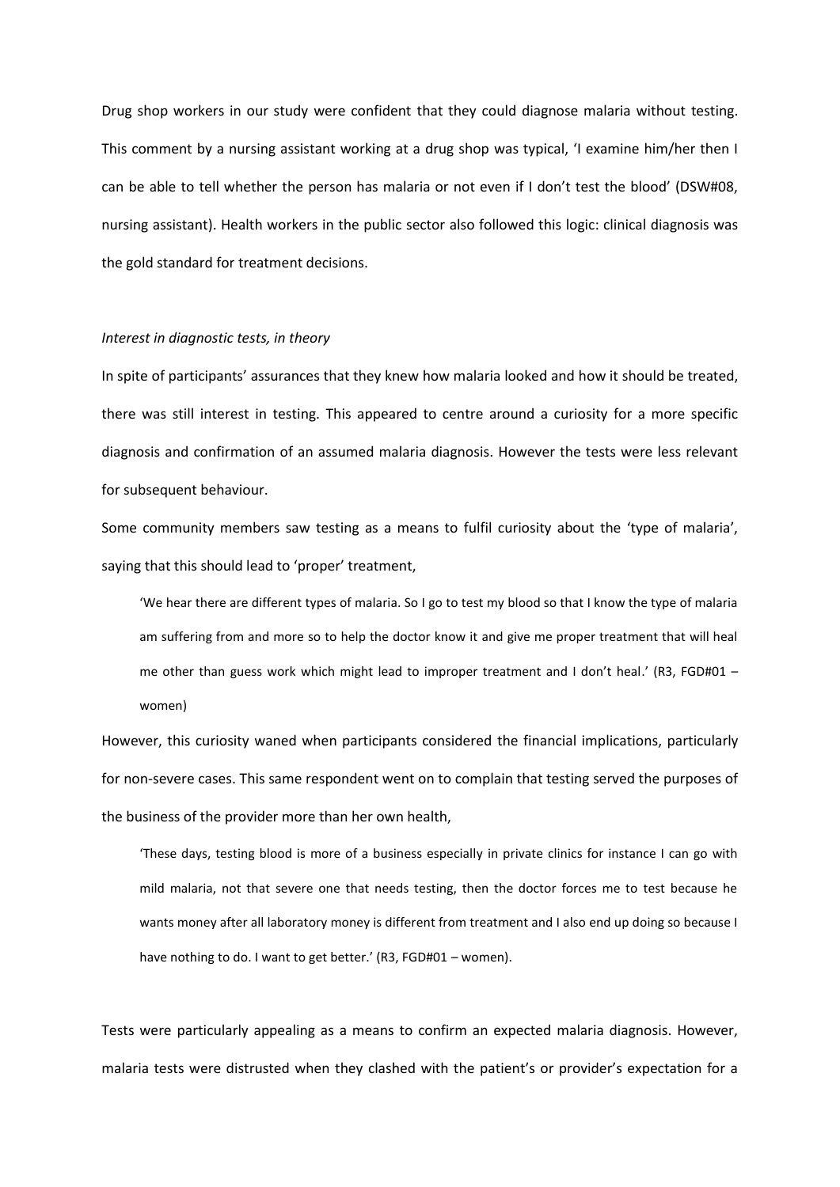Drug shop workers in our study were confident that they could diagnose malaria without testing. This comment by a nursing assistant working at a drug shop was typical, 'I examine him/her then I can be able to tell whether the person has malaria or not even if I don't test the blood' (DSW#08, nursing assistant). Health workers in the public sector also followed this logic: clinical diagnosis was the gold standard for treatment decisions.

*Interest in diagnostic tests, in theory*

In spite of participants' assurances that they knew how malaria looked and how it should be treated, there was still interest in testing. This appeared to centre around a curiosity for a more specific diagnosis and confirmation of an assumed malaria diagnosis. However the tests were less relevant for subsequent behaviour.

Some community members saw testing as a means to fulfil curiosity about the 'type of malaria', saying that this should lead to 'proper' treatment,

> 'We hear there are different types of malaria. So I go to test my blood so that I know the type of malaria am suffering from and more so to help the doctor know it and give me proper treatment that will heal me other than guess work which might lead to improper treatment and I don't heal.' (R3, FGD#01 – women)

However, this curiosity waned when participants considered the financial implications, particularly for non-severe cases. This same respondent went on to complain that testing served the purposes of the business of the provider more than her own health,

> 'These days, testing blood is more of a business especially in private clinics for instance I can go with mild malaria, not that severe one that needs testing, then the doctor forces me to test because he wants money after all laboratory money is different from treatment and I also end up doing so because I have nothing to do. I want to get better.' (R3, FGD#01 – women).

Tests were particularly appealing as a means to confirm an expected malaria diagnosis. However, malaria tests were distrusted when they clashed with the patient's or provider's expectation for a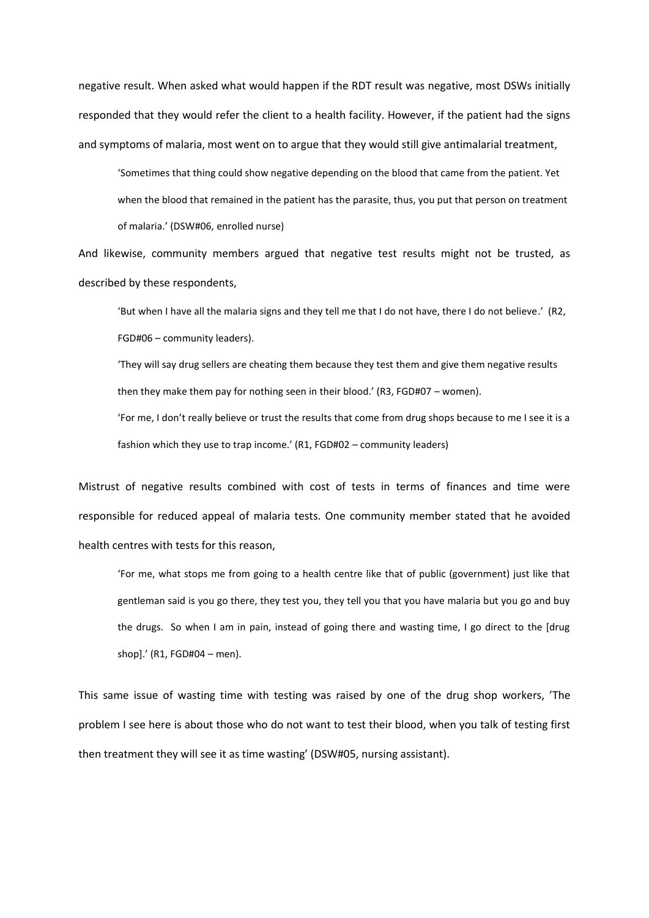negative result. When asked what would happen if the RDT result was negative, most DSWs initially responded that they would refer the client to a health facility. However, if the patient had the signs and symptoms of malaria, most went on to argue that they would still give antimalarial treatment,

> 'Sometimes that thing could show negative depending on the blood that came from the patient. Yet when the blood that remained in the patient has the parasite, thus, you put that person on treatment of malaria.' (DSW#06, enrolled nurse)

And likewise, community members argued that negative test results might not be trusted, as described by these respondents,

> 'But when I have all the malaria signs and they tell me that I do not have, there I do not believe.' (R2, FGD#06 – community leaders).
>
> 'They will say drug sellers are cheating them because they test them and give them negative results then they make them pay for nothing seen in their blood.' (R3, FGD#07 – women).
>
> 'For me, I don't really believe or trust the results that come from drug shops because to me I see it is a fashion which they use to trap income.' (R1, FGD#02 – community leaders)

Mistrust of negative results combined with cost of tests in terms of finances and time were responsible for reduced appeal of malaria tests. One community member stated that he avoided health centres with tests for this reason,

> 'For me, what stops me from going to a health centre like that of public (government) just like that gentleman said is you go there, they test you, they tell you that you have malaria but you go and buy the drugs. So when I am in pain, instead of going there and wasting time, I go direct to the [drug shop].' (R1, FGD#04 – men).

This same issue of wasting time with testing was raised by one of the drug shop workers, 'The problem I see here is about those who do not want to test their blood, when you talk of testing first then treatment they will see it as time wasting' (DSW#05, nursing assistant).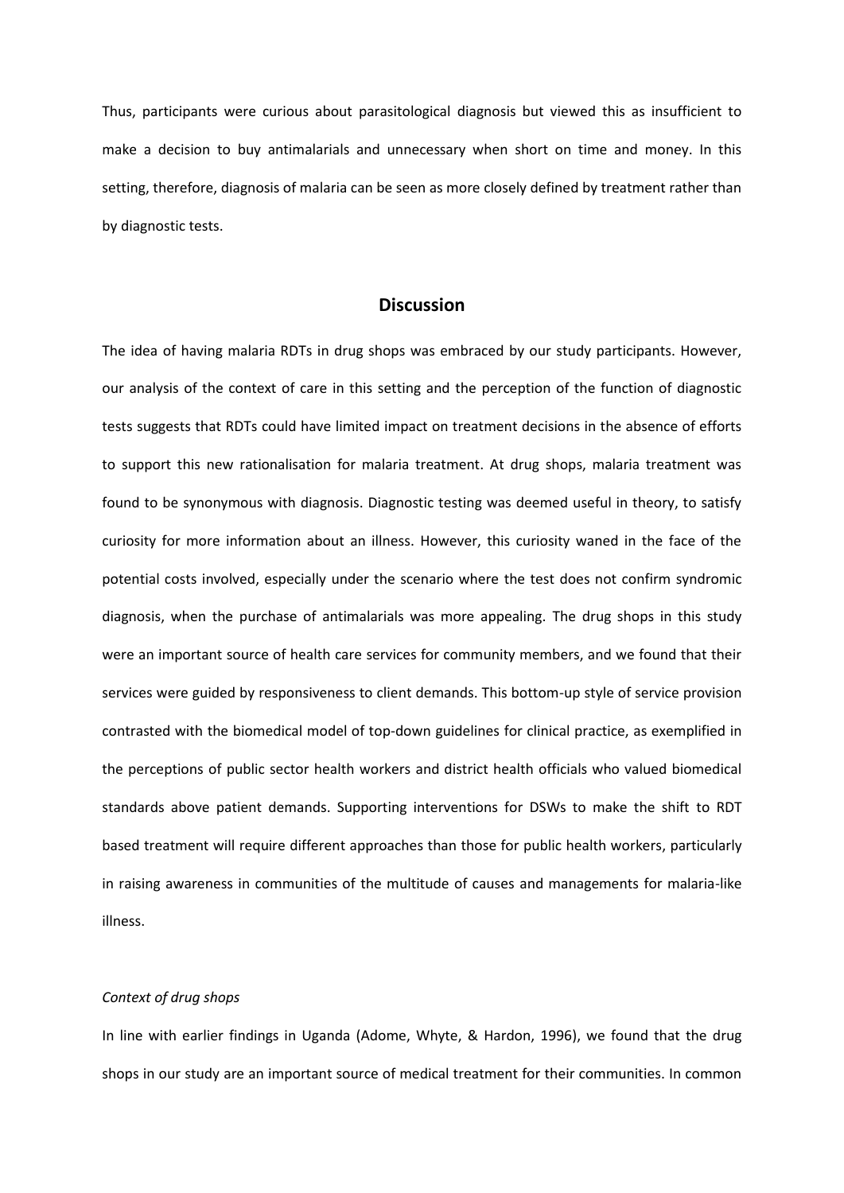Thus, participants were curious about parasitological diagnosis but viewed this as insufficient to make a decision to buy antimalarials and unnecessary when short on time and money. In this setting, therefore, diagnosis of malaria can be seen as more closely defined by treatment rather than by diagnostic tests.

## Discussion

The idea of having malaria RDTs in drug shops was embraced by our study participants. However, our analysis of the context of care in this setting and the perception of the function of diagnostic tests suggests that RDTs could have limited impact on treatment decisions in the absence of efforts to support this new rationalisation for malaria treatment. At drug shops, malaria treatment was found to be synonymous with diagnosis. Diagnostic testing was deemed useful in theory, to satisfy curiosity for more information about an illness. However, this curiosity waned in the face of the potential costs involved, especially under the scenario where the test does not confirm syndromic diagnosis, when the purchase of antimalarials was more appealing. The drug shops in this study were an important source of health care services for community members, and we found that their services were guided by responsiveness to client demands. This bottom-up style of service provision contrasted with the biomedical model of top-down guidelines for clinical practice, as exemplified in the perceptions of public sector health workers and district health officials who valued biomedical standards above patient demands. Supporting interventions for DSWs to make the shift to RDT based treatment will require different approaches than those for public health workers, particularly in raising awareness in communities of the multitude of causes and managements for malaria-like illness.

*Context of drug shops*

In line with earlier findings in Uganda (Adome, Whyte, & Hardon, 1996), we found that the drug shops in our study are an important source of medical treatment for their communities. In common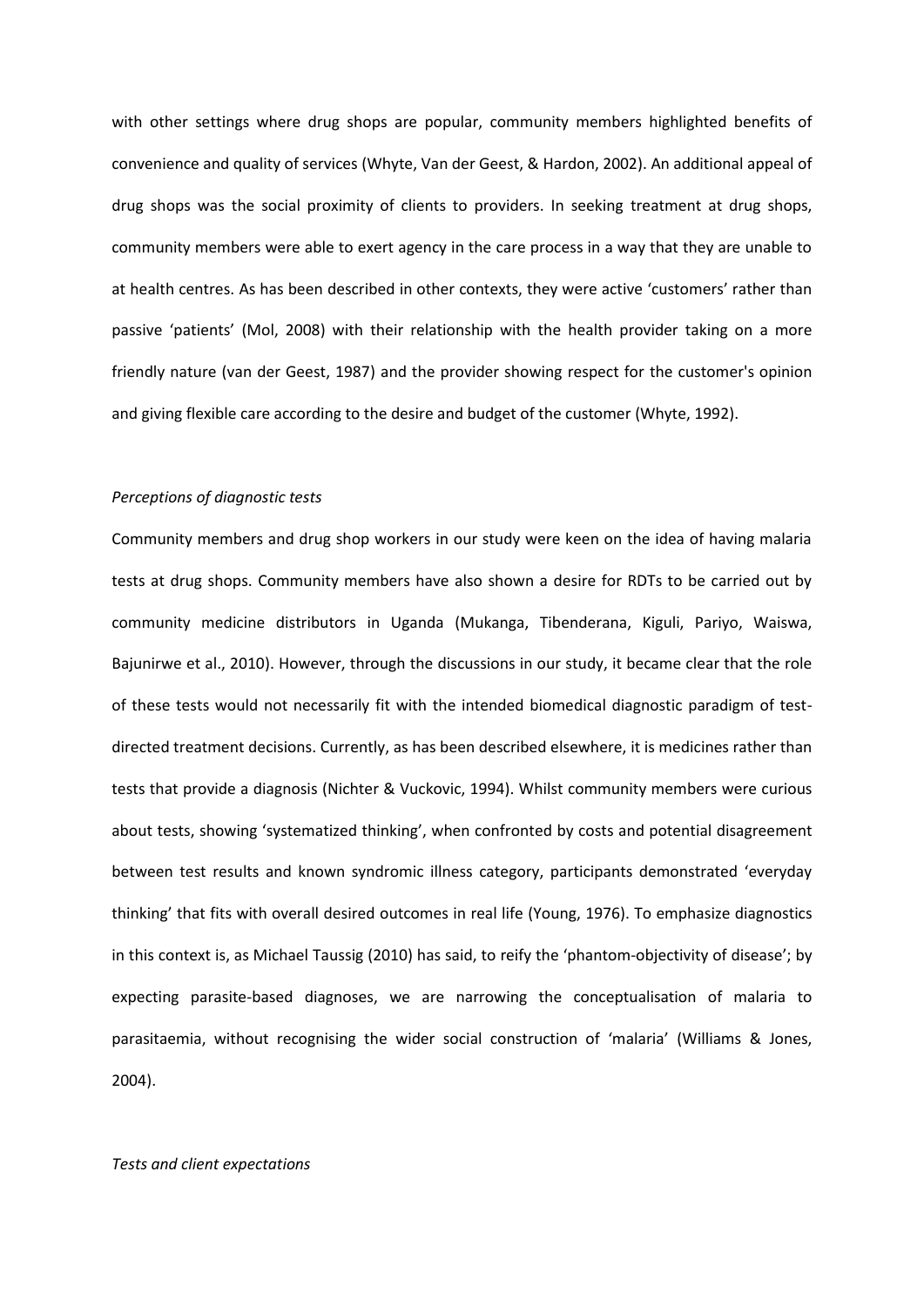with other settings where drug shops are popular, community members highlighted benefits of convenience and quality of services (Whyte, Van der Geest, & Hardon, 2002). An additional appeal of drug shops was the social proximity of clients to providers. In seeking treatment at drug shops, community members were able to exert agency in the care process in a way that they are unable to at health centres. As has been described in other contexts, they were active 'customers' rather than passive 'patients' (Mol, 2008) with their relationship with the health provider taking on a more friendly nature (van der Geest, 1987) and the provider showing respect for the customer's opinion and giving flexible care according to the desire and budget of the customer (Whyte, 1992).

*Perceptions of diagnostic tests*

Community members and drug shop workers in our study were keen on the idea of having malaria tests at drug shops. Community members have also shown a desire for RDTs to be carried out by community medicine distributors in Uganda (Mukanga, Tibenderana, Kiguli, Pariyo, Waiswa, Bajunirwe et al., 2010). However, through the discussions in our study, it became clear that the role of these tests would not necessarily fit with the intended biomedical diagnostic paradigm of test-directed treatment decisions. Currently, as has been described elsewhere, it is medicines rather than tests that provide a diagnosis (Nichter & Vuckovic, 1994). Whilst community members were curious about tests, showing 'systematized thinking', when confronted by costs and potential disagreement between test results and known syndromic illness category, participants demonstrated 'everyday thinking' that fits with overall desired outcomes in real life (Young, 1976). To emphasize diagnostics in this context is, as Michael Taussig (2010) has said, to reify the 'phantom-objectivity of disease'; by expecting parasite-based diagnoses, we are narrowing the conceptualisation of malaria to parasitaemia, without recognising the wider social construction of 'malaria' (Williams & Jones, 2004).

*Tests and client expectations*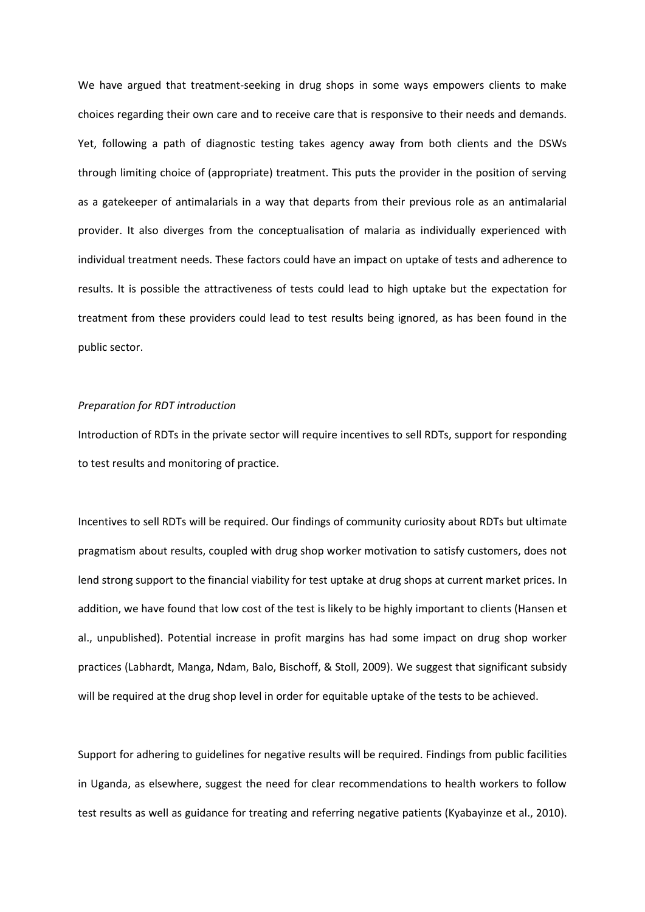We have argued that treatment-seeking in drug shops in some ways empowers clients to make choices regarding their own care and to receive care that is responsive to their needs and demands. Yet, following a path of diagnostic testing takes agency away from both clients and the DSWs through limiting choice of (appropriate) treatment. This puts the provider in the position of serving as a gatekeeper of antimalarials in a way that departs from their previous role as an antimalarial provider. It also diverges from the conceptualisation of malaria as individually experienced with individual treatment needs. These factors could have an impact on uptake of tests and adherence to results. It is possible the attractiveness of tests could lead to high uptake but the expectation for treatment from these providers could lead to test results being ignored, as has been found in the public sector.

*Preparation for RDT introduction*

Introduction of RDTs in the private sector will require incentives to sell RDTs, support for responding to test results and monitoring of practice.

Incentives to sell RDTs will be required. Our findings of community curiosity about RDTs but ultimate pragmatism about results, coupled with drug shop worker motivation to satisfy customers, does not lend strong support to the financial viability for test uptake at drug shops at current market prices. In addition, we have found that low cost of the test is likely to be highly important to clients (Hansen et al., unpublished). Potential increase in profit margins has had some impact on drug shop worker practices (Labhardt, Manga, Ndam, Balo, Bischoff, & Stoll, 2009). We suggest that significant subsidy will be required at the drug shop level in order for equitable uptake of the tests to be achieved.

Support for adhering to guidelines for negative results will be required. Findings from public facilities in Uganda, as elsewhere, suggest the need for clear recommendations to health workers to follow test results as well as guidance for treating and referring negative patients (Kyabayinze et al., 2010).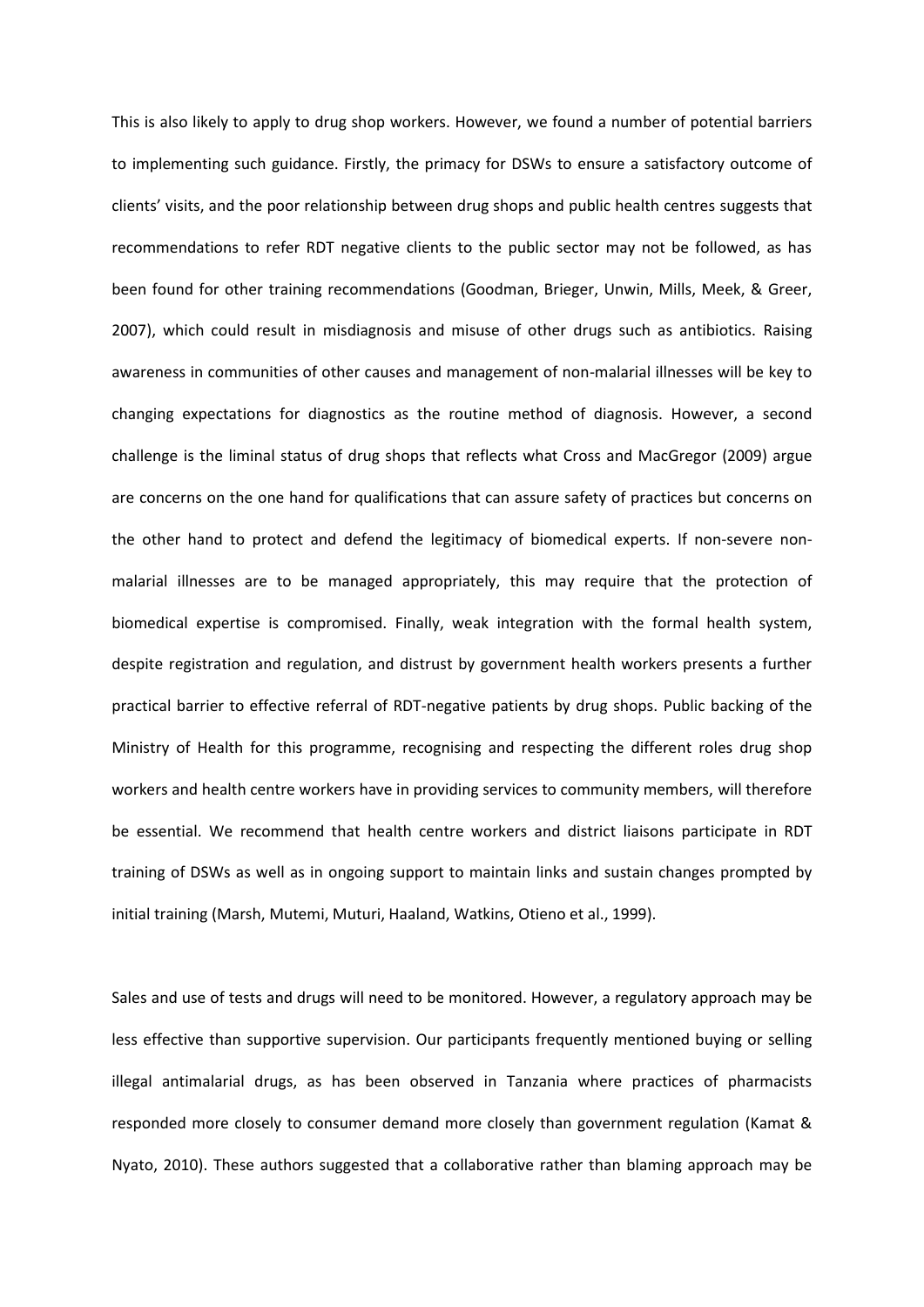This is also likely to apply to drug shop workers. However, we found a number of potential barriers to implementing such guidance. Firstly, the primacy for DSWs to ensure a satisfactory outcome of clients' visits, and the poor relationship between drug shops and public health centres suggests that recommendations to refer RDT negative clients to the public sector may not be followed, as has been found for other training recommendations (Goodman, Brieger, Unwin, Mills, Meek, & Greer, 2007), which could result in misdiagnosis and misuse of other drugs such as antibiotics. Raising awareness in communities of other causes and management of non-malarial illnesses will be key to changing expectations for diagnostics as the routine method of diagnosis. However, a second challenge is the liminal status of drug shops that reflects what Cross and MacGregor (2009) argue are concerns on the one hand for qualifications that can assure safety of practices but concerns on the other hand to protect and defend the legitimacy of biomedical experts. If non-severe non-malarial illnesses are to be managed appropriately, this may require that the protection of biomedical expertise is compromised. Finally, weak integration with the formal health system, despite registration and regulation, and distrust by government health workers presents a further practical barrier to effective referral of RDT-negative patients by drug shops. Public backing of the Ministry of Health for this programme, recognising and respecting the different roles drug shop workers and health centre workers have in providing services to community members, will therefore be essential. We recommend that health centre workers and district liaisons participate in RDT training of DSWs as well as in ongoing support to maintain links and sustain changes prompted by initial training (Marsh, Mutemi, Muturi, Haaland, Watkins, Otieno et al., 1999).

Sales and use of tests and drugs will need to be monitored. However, a regulatory approach may be less effective than supportive supervision. Our participants frequently mentioned buying or selling illegal antimalarial drugs, as has been observed in Tanzania where practices of pharmacists responded more closely to consumer demand more closely than government regulation (Kamat & Nyato, 2010). These authors suggested that a collaborative rather than blaming approach may be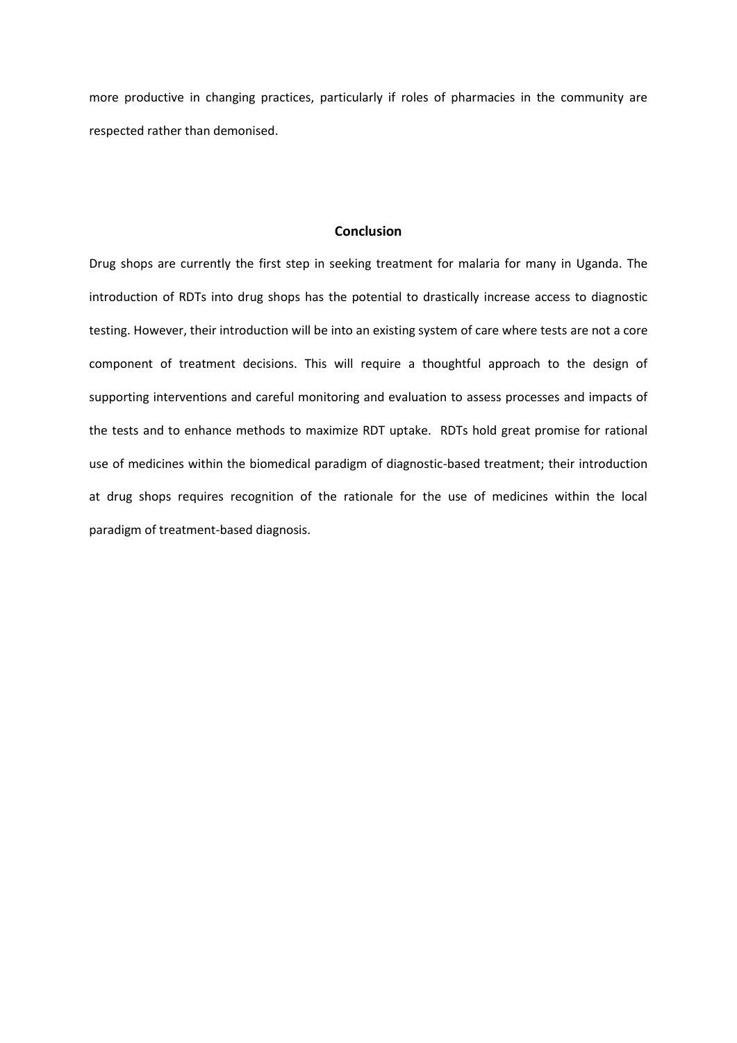more productive in changing practices, particularly if roles of pharmacies in the community are respected rather than demonised.

## Conclusion

Drug shops are currently the first step in seeking treatment for malaria for many in Uganda. The introduction of RDTs into drug shops has the potential to drastically increase access to diagnostic testing. However, their introduction will be into an existing system of care where tests are not a core component of treatment decisions. This will require a thoughtful approach to the design of supporting interventions and careful monitoring and evaluation to assess processes and impacts of the tests and to enhance methods to maximize RDT uptake. RDTs hold great promise for rational use of medicines within the biomedical paradigm of diagnostic-based treatment; their introduction at drug shops requires recognition of the rationale for the use of medicines within the local paradigm of treatment-based diagnosis.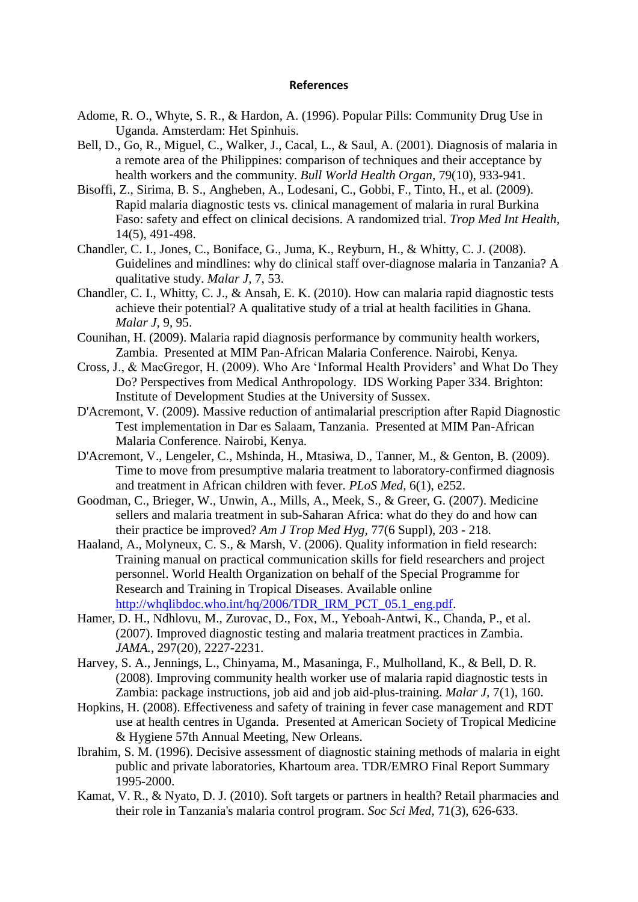## References

Adome, R. O., Whyte, S. R., & Hardon, A. (1996). Popular Pills: Community Drug Use in Uganda. Amsterdam: Het Spinhuis.

Bell, D., Go, R., Miguel, C., Walker, J., Cacal, L., & Saul, A. (2001). Diagnosis of malaria in a remote area of the Philippines: comparison of techniques and their acceptance by health workers and the community. *Bull World Health Organ,* 79(10), 933-941.

Bisoffi, Z., Sirima, B. S., Angheben, A., Lodesani, C., Gobbi, F., Tinto, H., et al. (2009). Rapid malaria diagnostic tests vs. clinical management of malaria in rural Burkina Faso: safety and effect on clinical decisions. A randomized trial. *Trop Med Int Health,* 14(5), 491-498.

Chandler, C. I., Jones, C., Boniface, G., Juma, K., Reyburn, H., & Whitty, C. J. (2008). Guidelines and mindlines: why do clinical staff over-diagnose malaria in Tanzania? A qualitative study. *Malar J,* 7, 53.

Chandler, C. I., Whitty, C. J., & Ansah, E. K. (2010). How can malaria rapid diagnostic tests achieve their potential? A qualitative study of a trial at health facilities in Ghana. *Malar J,* 9, 95.

Counihan, H. (2009). Malaria rapid diagnosis performance by community health workers, Zambia. Presented at MIM Pan-African Malaria Conference. Nairobi, Kenya.

Cross, J., & MacGregor, H. (2009). Who Are 'Informal Health Providers' and What Do They Do? Perspectives from Medical Anthropology. IDS Working Paper 334. Brighton: Institute of Development Studies at the University of Sussex.

D'Acremont, V. (2009). Massive reduction of antimalarial prescription after Rapid Diagnostic Test implementation in Dar es Salaam, Tanzania. Presented at MIM Pan-African Malaria Conference. Nairobi, Kenya.

D'Acremont, V., Lengeler, C., Mshinda, H., Mtasiwa, D., Tanner, M., & Genton, B. (2009). Time to move from presumptive malaria treatment to laboratory-confirmed diagnosis and treatment in African children with fever. *PLoS Med,* 6(1), e252.

Goodman, C., Brieger, W., Unwin, A., Mills, A., Meek, S., & Greer, G. (2007). Medicine sellers and malaria treatment in sub-Saharan Africa: what do they do and how can their practice be improved? *Am J Trop Med Hyg,* 77(6 Suppl), 203 - 218.

Haaland, A., Molyneux, C. S., & Marsh, V. (2006). Quality information in field research: Training manual on practical communication skills for field researchers and project personnel. World Health Organization on behalf of the Special Programme for Research and Training in Tropical Diseases. Available online http://whqlibdoc.who.int/hq/2006/TDR_IRM_PCT_05.1_eng.pdf.

Hamer, D. H., Ndhlovu, M., Zurovac, D., Fox, M., Yeboah-Antwi, K., Chanda, P., et al. (2007). Improved diagnostic testing and malaria treatment practices in Zambia. *JAMA.,* 297(20), 2227-2231.

Harvey, S. A., Jennings, L., Chinyama, M., Masaninga, F., Mulholland, K., & Bell, D. R. (2008). Improving community health worker use of malaria rapid diagnostic tests in Zambia: package instructions, job aid and job aid-plus-training. *Malar J,* 7(1), 160.

Hopkins, H. (2008). Effectiveness and safety of training in fever case management and RDT use at health centres in Uganda. Presented at American Society of Tropical Medicine & Hygiene 57th Annual Meeting, New Orleans.

Ibrahim, S. M. (1996). Decisive assessment of diagnostic staining methods of malaria in eight public and private laboratories, Khartoum area. TDR/EMRO Final Report Summary 1995-2000.

Kamat, V. R., & Nyato, D. J. (2010). Soft targets or partners in health? Retail pharmacies and their role in Tanzania's malaria control program. *Soc Sci Med,* 71(3), 626-633.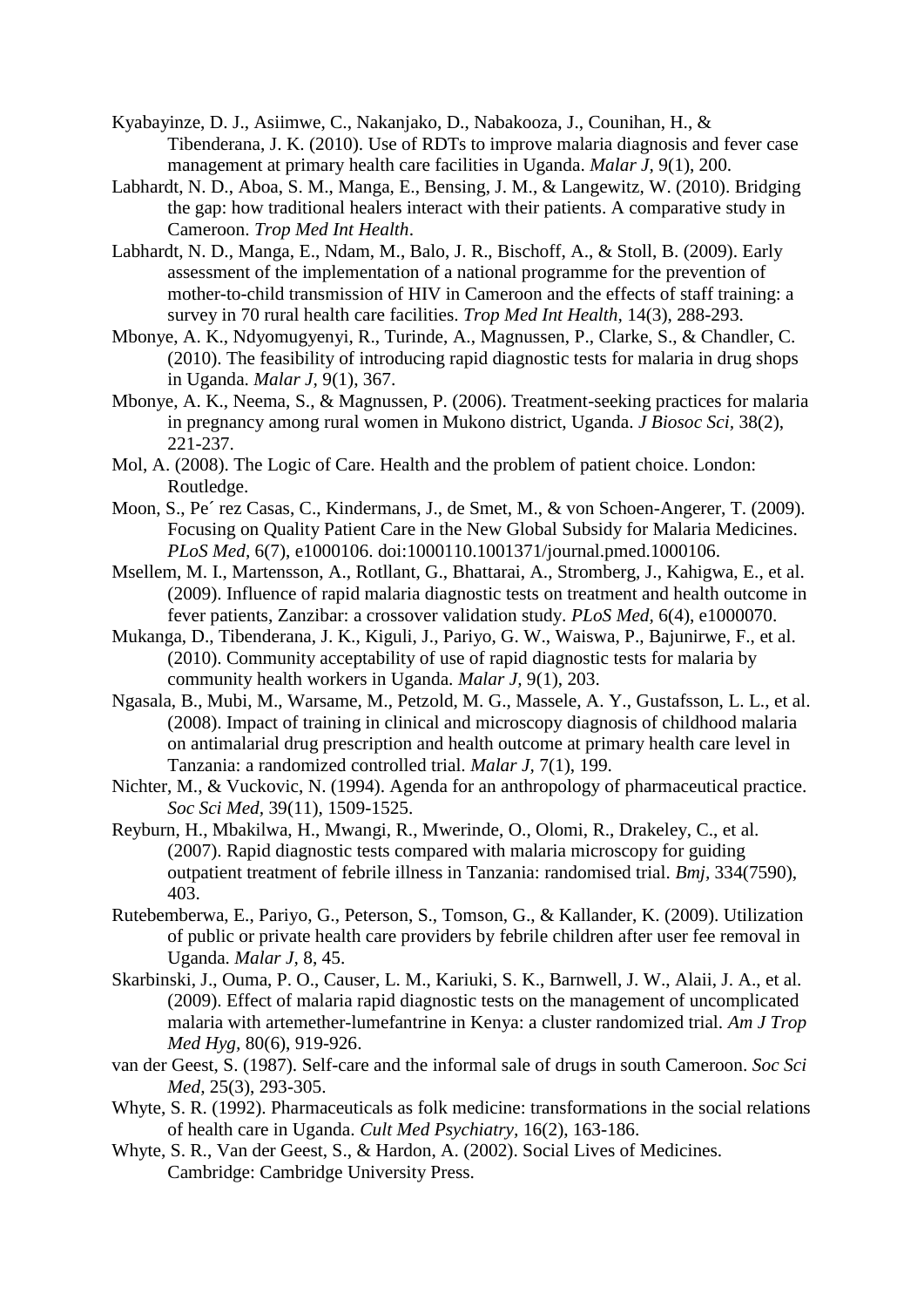Kyabayinze, D. J., Asiimwe, C., Nakanjako, D., Nabakooza, J., Counihan, H., & Tibenderana, J. K. (2010). Use of RDTs to improve malaria diagnosis and fever case management at primary health care facilities in Uganda. *Malar J*, 9(1), 200.

Labhardt, N. D., Aboa, S. M., Manga, E., Bensing, J. M., & Langewitz, W. (2010). Bridging the gap: how traditional healers interact with their patients. A comparative study in Cameroon. *Trop Med Int Health*.

Labhardt, N. D., Manga, E., Ndam, M., Balo, J. R., Bischoff, A., & Stoll, B. (2009). Early assessment of the implementation of a national programme for the prevention of mother-to-child transmission of HIV in Cameroon and the effects of staff training: a survey in 70 rural health care facilities. *Trop Med Int Health*, 14(3), 288-293.

Mbonye, A. K., Ndyomugyenyi, R., Turinde, A., Magnussen, P., Clarke, S., & Chandler, C. (2010). The feasibility of introducing rapid diagnostic tests for malaria in drug shops in Uganda. *Malar J*, 9(1), 367.

Mbonye, A. K., Neema, S., & Magnussen, P. (2006). Treatment-seeking practices for malaria in pregnancy among rural women in Mukono district, Uganda. *J Biosoc Sci*, 38(2), 221-237.

Mol, A. (2008). The Logic of Care. Health and the problem of patient choice. London: Routledge.

Moon, S., Pe´ rez Casas, C., Kindermans, J., de Smet, M., & von Schoen-Angerer, T. (2009). Focusing on Quality Patient Care in the New Global Subsidy for Malaria Medicines. *PLoS Med*, 6(7), e1000106. doi:1000110.1001371/journal.pmed.1000106.

Msellem, M. I., Martensson, A., Rotllant, G., Bhattarai, A., Stromberg, J., Kahigwa, E., et al. (2009). Influence of rapid malaria diagnostic tests on treatment and health outcome in fever patients, Zanzibar: a crossover validation study. *PLoS Med*, 6(4), e1000070.

Mukanga, D., Tibenderana, J. K., Kiguli, J., Pariyo, G. W., Waiswa, P., Bajunirwe, F., et al. (2010). Community acceptability of use of rapid diagnostic tests for malaria by community health workers in Uganda. *Malar J*, 9(1), 203.

Ngasala, B., Mubi, M., Warsame, M., Petzold, M. G., Massele, A. Y., Gustafsson, L. L., et al. (2008). Impact of training in clinical and microscopy diagnosis of childhood malaria on antimalarial drug prescription and health outcome at primary health care level in Tanzania: a randomized controlled trial. *Malar J*, 7(1), 199.

Nichter, M., & Vuckovic, N. (1994). Agenda for an anthropology of pharmaceutical practice. *Soc Sci Med*, 39(11), 1509-1525.

Reyburn, H., Mbakilwa, H., Mwangi, R., Mwerinde, O., Olomi, R., Drakeley, C., et al. (2007). Rapid diagnostic tests compared with malaria microscopy for guiding outpatient treatment of febrile illness in Tanzania: randomised trial. *Bmj*, 334(7590), 403.

Rutebemberwa, E., Pariyo, G., Peterson, S., Tomson, G., & Kallander, K. (2009). Utilization of public or private health care providers by febrile children after user fee removal in Uganda. *Malar J*, 8, 45.

Skarbinski, J., Ouma, P. O., Causer, L. M., Kariuki, S. K., Barnwell, J. W., Alaii, J. A., et al. (2009). Effect of malaria rapid diagnostic tests on the management of uncomplicated malaria with artemether-lumefantrine in Kenya: a cluster randomized trial. *Am J Trop Med Hyg*, 80(6), 919-926.

van der Geest, S. (1987). Self-care and the informal sale of drugs in south Cameroon. *Soc Sci Med*, 25(3), 293-305.

Whyte, S. R. (1992). Pharmaceuticals as folk medicine: transformations in the social relations of health care in Uganda. *Cult Med Psychiatry*, 16(2), 163-186.

Whyte, S. R., Van der Geest, S., & Hardon, A. (2002). Social Lives of Medicines. Cambridge: Cambridge University Press.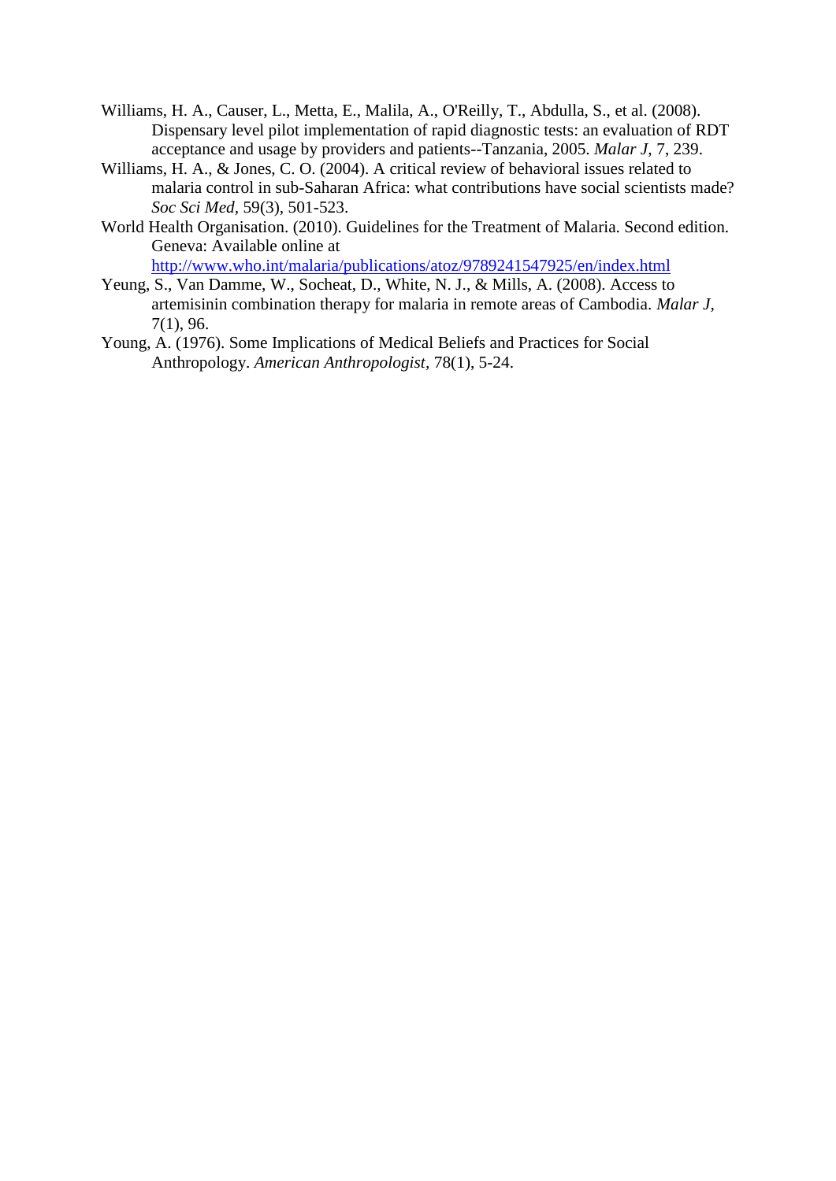Williams, H. A., Causer, L., Metta, E., Malila, A., O'Reilly, T., Abdulla, S., et al. (2008). Dispensary level pilot implementation of rapid diagnostic tests: an evaluation of RDT acceptance and usage by providers and patients--Tanzania, 2005. *Malar J*, 7, 239.

Williams, H. A., & Jones, C. O. (2004). A critical review of behavioral issues related to malaria control in sub-Saharan Africa: what contributions have social scientists made? *Soc Sci Med*, 59(3), 501-523.

World Health Organisation. (2010). Guidelines for the Treatment of Malaria. Second edition. Geneva: Available online at http://www.who.int/malaria/publications/atoz/9789241547925/en/index.html

Yeung, S., Van Damme, W., Socheat, D., White, N. J., & Mills, A. (2008). Access to artemisinin combination therapy for malaria in remote areas of Cambodia. *Malar J*, 7(1), 96.

Young, A. (1976). Some Implications of Medical Beliefs and Practices for Social Anthropology. *American Anthropologist*, 78(1), 5-24.